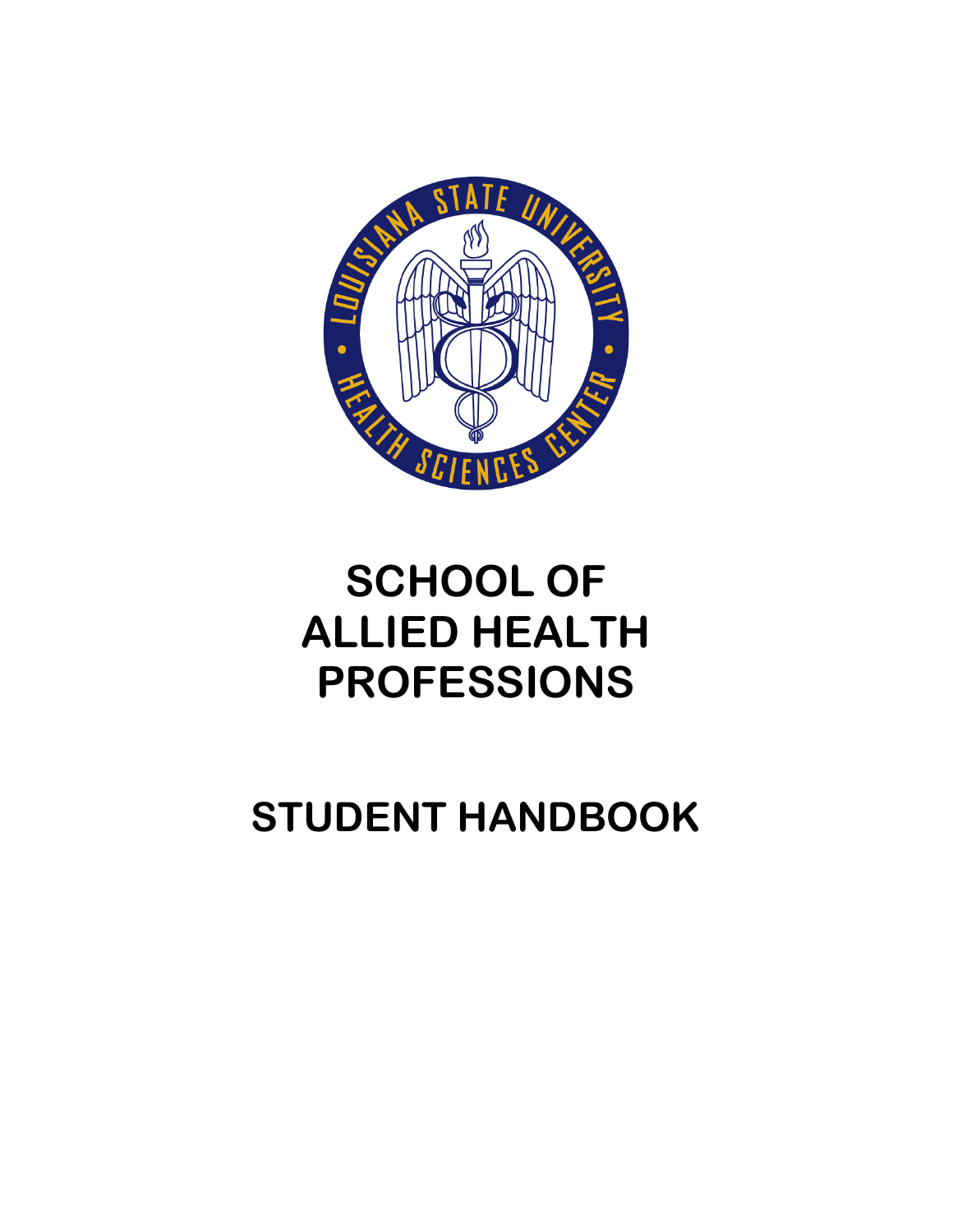# SCHOOL OF ALLIED HEALTH PROFESSIONS

# STUDENT HANDBOOK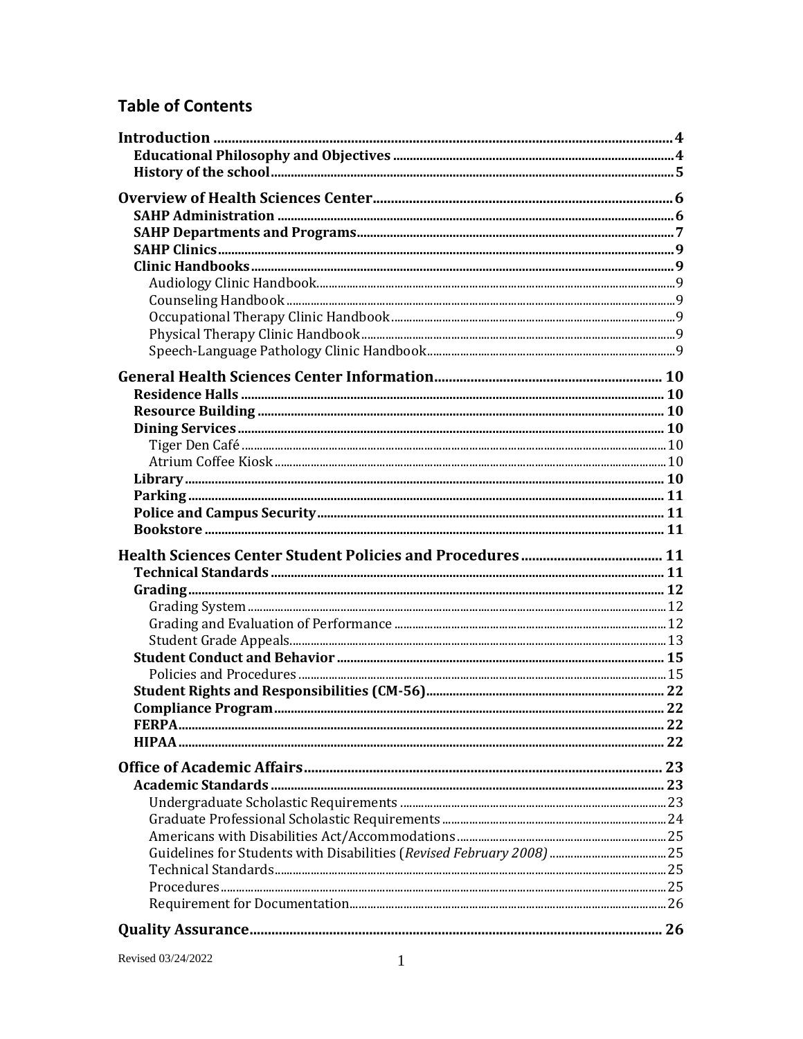## Table of Contents

**Introduction** .......... 4
- **Educational Philosophy and Objectives** .......... 4
- **History of the school** .......... 5

**Overview of Health Sciences Center** .......... 6
- **SAHP Administration** .......... 6
- **SAHP Departments and Programs** .......... 7
- **SAHP Clinics** .......... 9
- **Clinic Handbooks** .......... 9
  - Audiology Clinic Handbook .......... 9
  - Counseling Handbook .......... 9
  - Occupational Therapy Clinic Handbook .......... 9
  - Physical Therapy Clinic Handbook .......... 9
  - Speech-Language Pathology Clinic Handbook .......... 9

**General Health Sciences Center Information** .......... 10
- **Residence Halls** .......... 10
- **Resource Building** .......... 10
- **Dining Services** .......... 10
  - Tiger Den Café .......... 10
  - Atrium Coffee Kiosk .......... 10
- **Library** .......... 10
- **Parking** .......... 11
- **Police and Campus Security** .......... 11
- **Bookstore** .......... 11

**Health Sciences Center Student Policies and Procedures** .......... 11
- **Technical Standards** .......... 11
- **Grading** .......... 12
  - Grading System .......... 12
  - Grading and Evaluation of Performance .......... 12
  - Student Grade Appeals .......... 13
- **Student Conduct and Behavior** .......... 15
  - Policies and Procedures .......... 15
- **Student Rights and Responsibilities (CM-56)** .......... 22
- **Compliance Program** .......... 22
- **FERPA** .......... 22
- **HIPAA** .......... 22

**Office of Academic Affairs** .......... 23
- **Academic Standards** .......... 23
  - Undergraduate Scholastic Requirements .......... 23
  - Graduate Professional Scholastic Requirements .......... 24
  - Americans with Disabilities Act/Accommodations .......... 25
  - Guidelines for Students with Disabilities (*Revised February 2008*) .......... 25
  - Technical Standards .......... 25
  - Procedures .......... 25
  - Requirement for Documentation .......... 26

**Quality Assurance** .......... 26

Revised 03/24/2022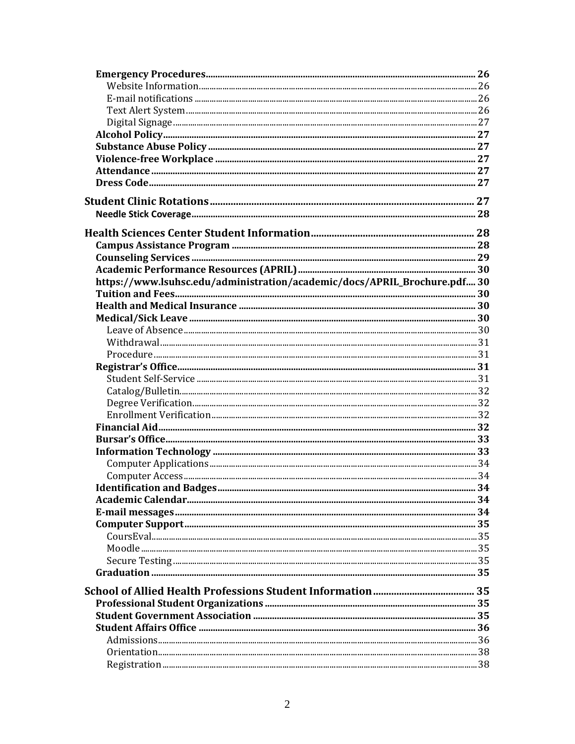- **Emergency Procedures** ... 26
  - Website Information ... 26
  - E-mail notifications ... 26
  - Text Alert System ... 26
  - Digital Signage ... 27
- **Alcohol Policy** ... 27
- **Substance Abuse Policy** ... 27
- **Violence-free Workplace** ... 27
- **Attendance** ... 27
- **Dress Code** ... 27

**Student Clinic Rotations** ... 27
- **Needle Stick Coverage** ... 28

**Health Sciences Center Student Information** ... 28
- **Campus Assistance Program** ... 28
- **Counseling Services** ... 29
- **Academic Performance Resources (APRIL)** ... 30
- **https://www.lsuhsc.edu/administration/academic/docs/APRIL_Brochure.pdf** ... 30
- **Tuition and Fees** ... 30
- **Health and Medical Insurance** ... 30
- **Medical/Sick Leave** ... 30
  - Leave of Absence ... 30
  - Withdrawal ... 31
  - Procedure ... 31
- **Registrar's Office** ... 31
  - Student Self-Service ... 31
  - Catalog/Bulletin ... 32
  - Degree Verification ... 32
  - Enrollment Verification ... 32
- **Financial Aid** ... 32
- **Bursar's Office** ... 33
- **Information Technology** ... 33
  - Computer Applications ... 34
  - Computer Access ... 34
- **Identification and Badges** ... 34
- **Academic Calendar** ... 34
- **E-mail messages** ... 34
- **Computer Support** ... 35
  - CoursEval ... 35
  - Moodle ... 35
  - Secure Testing ... 35
- **Graduation** ... 35

**School of Allied Health Professions Student Information** ... 35
- **Professional Student Organizations** ... 35
- **Student Government Association** ... 35
- **Student Affairs Office** ... 36
  - Admissions ... 36
  - Orientation ... 38
  - Registration ... 38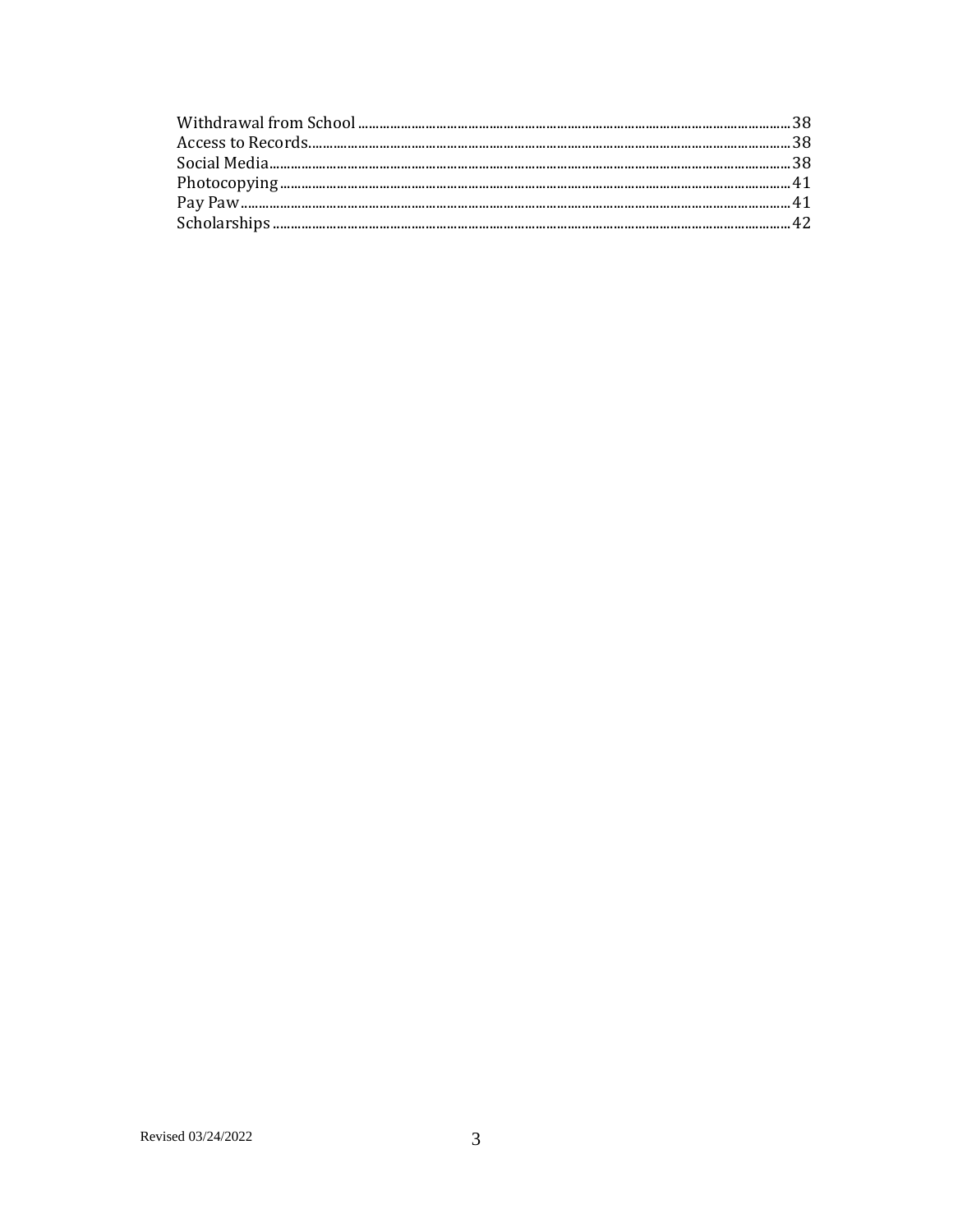Withdrawal from School ........................................................................................................ 38
Access to Records.................................................................................................................. 38
Social Media........................................................................................................................... 38
Photocopying ......................................................................................................................... 41
Pay Paw.................................................................................................................................. 41
Scholarships ........................................................................................................................... 42

Revised 03/24/2022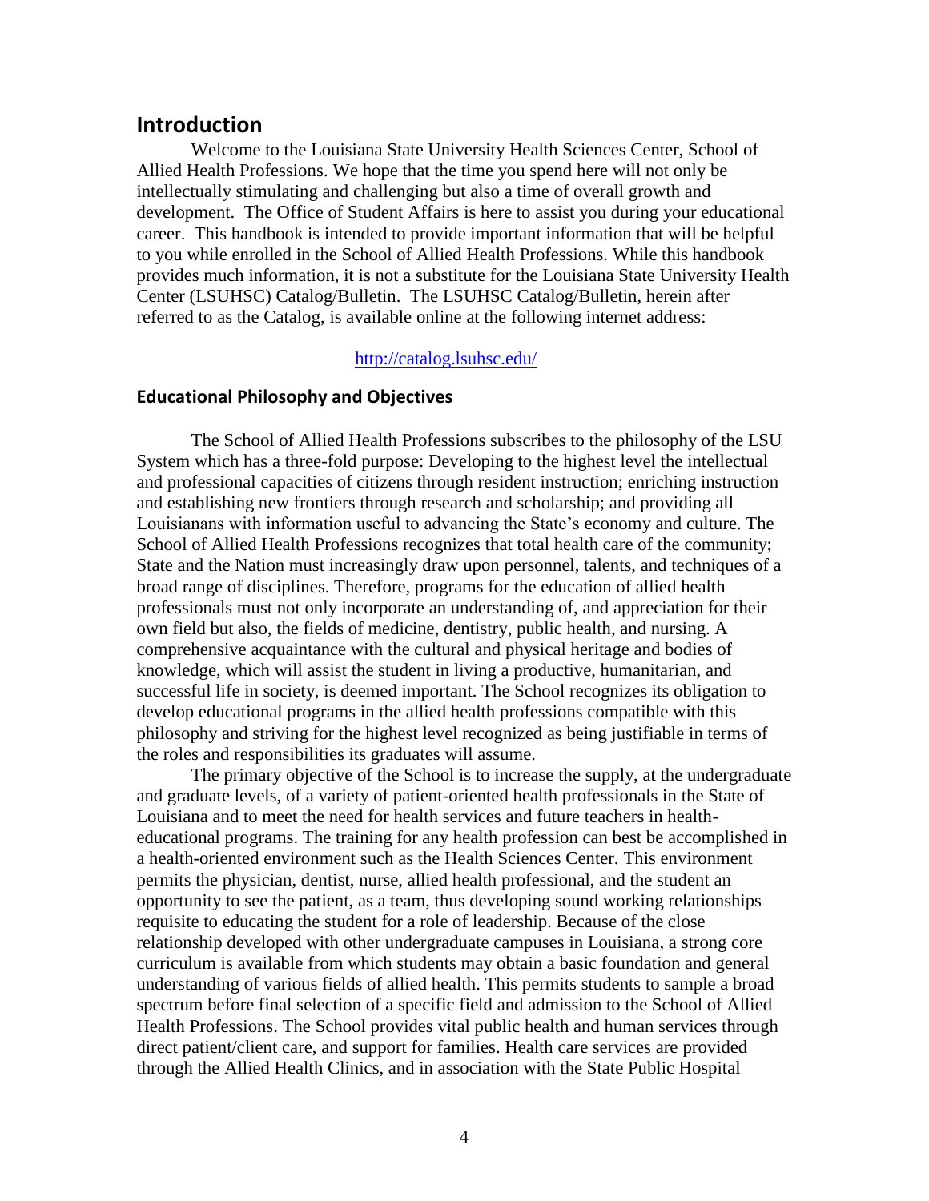## Introduction

Welcome to the Louisiana State University Health Sciences Center, School of Allied Health Professions. We hope that the time you spend here will not only be intellectually stimulating and challenging but also a time of overall growth and development. The Office of Student Affairs is here to assist you during your educational career. This handbook is intended to provide important information that will be helpful to you while enrolled in the School of Allied Health Professions. While this handbook provides much information, it is not a substitute for the Louisiana State University Health Center (LSUHSC) Catalog/Bulletin. The LSUHSC Catalog/Bulletin, herein after referred to as the Catalog, is available online at the following internet address:

http://catalog.lsuhsc.edu/

### Educational Philosophy and Objectives

The School of Allied Health Professions subscribes to the philosophy of the LSU System which has a three-fold purpose: Developing to the highest level the intellectual and professional capacities of citizens through resident instruction; enriching instruction and establishing new frontiers through research and scholarship; and providing all Louisianans with information useful to advancing the State's economy and culture. The School of Allied Health Professions recognizes that total health care of the community; State and the Nation must increasingly draw upon personnel, talents, and techniques of a broad range of disciplines. Therefore, programs for the education of allied health professionals must not only incorporate an understanding of, and appreciation for their own field but also, the fields of medicine, dentistry, public health, and nursing. A comprehensive acquaintance with the cultural and physical heritage and bodies of knowledge, which will assist the student in living a productive, humanitarian, and successful life in society, is deemed important. The School recognizes its obligation to develop educational programs in the allied health professions compatible with this philosophy and striving for the highest level recognized as being justifiable in terms of the roles and responsibilities its graduates will assume.

The primary objective of the School is to increase the supply, at the undergraduate and graduate levels, of a variety of patient-oriented health professionals in the State of Louisiana and to meet the need for health services and future teachers in health-educational programs. The training for any health profession can best be accomplished in a health-oriented environment such as the Health Sciences Center. This environment permits the physician, dentist, nurse, allied health professional, and the student an opportunity to see the patient, as a team, thus developing sound working relationships requisite to educating the student for a role of leadership. Because of the close relationship developed with other undergraduate campuses in Louisiana, a strong core curriculum is available from which students may obtain a basic foundation and general understanding of various fields of allied health. This permits students to sample a broad spectrum before final selection of a specific field and admission to the School of Allied Health Professions. The School provides vital public health and human services through direct patient/client care, and support for families. Health care services are provided through the Allied Health Clinics, and in association with the State Public Hospital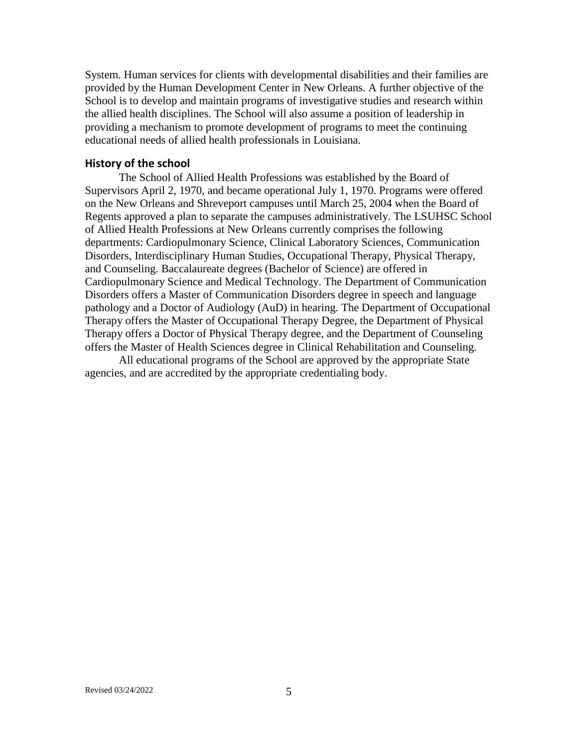System. Human services for clients with developmental disabilities and their families are provided by the Human Development Center in New Orleans. A further objective of the School is to develop and maintain programs of investigative studies and research within the allied health disciplines. The School will also assume a position of leadership in providing a mechanism to promote development of programs to meet the continuing educational needs of allied health professionals in Louisiana.

### History of the school

The School of Allied Health Professions was established by the Board of Supervisors April 2, 1970, and became operational July 1, 1970. Programs were offered on the New Orleans and Shreveport campuses until March 25, 2004 when the Board of Regents approved a plan to separate the campuses administratively. The LSUHSC School of Allied Health Professions at New Orleans currently comprises the following departments: Cardiopulmonary Science, Clinical Laboratory Sciences, Communication Disorders, Interdisciplinary Human Studies, Occupational Therapy, Physical Therapy, and Counseling. Baccalaureate degrees (Bachelor of Science) are offered in Cardiopulmonary Science and Medical Technology. The Department of Communication Disorders offers a Master of Communication Disorders degree in speech and language pathology and a Doctor of Audiology (AuD) in hearing. The Department of Occupational Therapy offers the Master of Occupational Therapy Degree, the Department of Physical Therapy offers a Doctor of Physical Therapy degree, and the Department of Counseling offers the Master of Health Sciences degree in Clinical Rehabilitation and Counseling.

All educational programs of the School are approved by the appropriate State agencies, and are accredited by the appropriate credentialing body.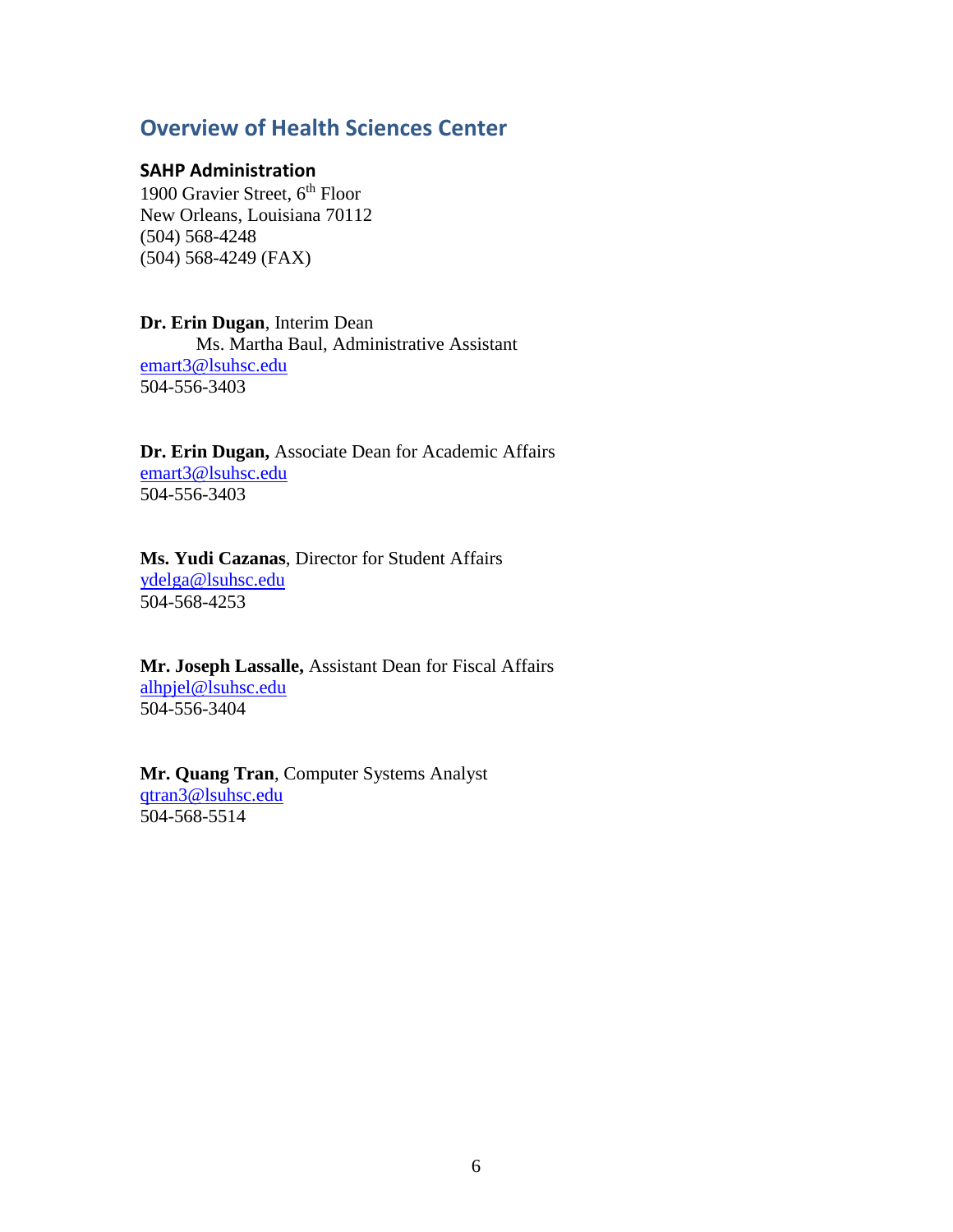## Overview of Health Sciences Center

### SAHP Administration

1900 Gravier Street, 6th Floor
New Orleans, Louisiana 70112
(504) 568-4248
(504) 568-4249 (FAX)

**Dr. Erin Dugan**, Interim Dean
Ms. Martha Baul, Administrative Assistant
emart3@lsuhsc.edu
504-556-3403

**Dr. Erin Dugan,** Associate Dean for Academic Affairs
emart3@lsuhsc.edu
504-556-3403

**Ms. Yudi Cazanas**, Director for Student Affairs
ydelga@lsuhsc.edu
504-568-4253

**Mr. Joseph Lassalle,** Assistant Dean for Fiscal Affairs
alhpjel@lsuhsc.edu
504-556-3404

**Mr. Quang Tran**, Computer Systems Analyst
qtran3@lsuhsc.edu
504-568-5514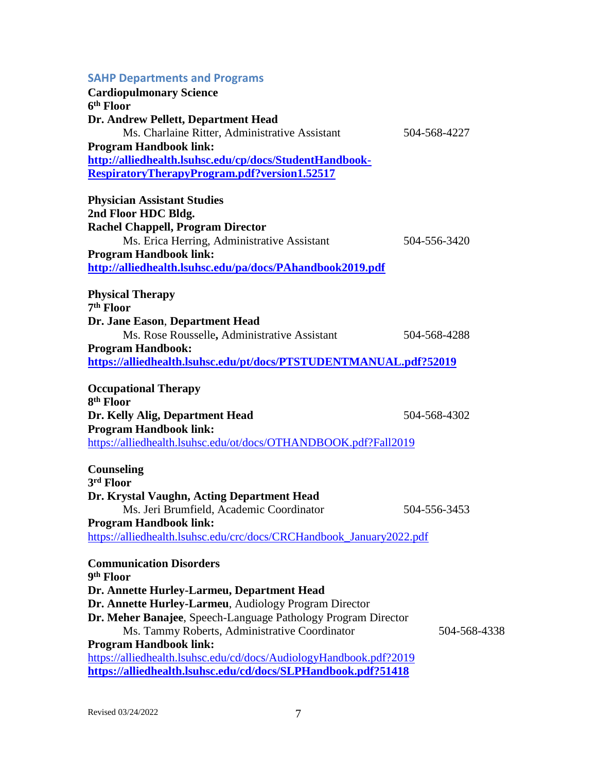## SAHP Departments and Programs

**Cardiopulmonary Science**
**6th Floor**
**Dr. Andrew Pellett, Department Head**
Ms. Charlaine Ritter, Administrative Assistant 504-568-4227
**Program Handbook link:**
**http://alliedhealth.lsuhsc.edu/cp/docs/StudentHandbook-RespiratoryTherapyProgram.pdf?version1.52517**

**Physician Assistant Studies**
**2nd Floor HDC Bldg.**
**Rachel Chappell, Program Director**
Ms. Erica Herring, Administrative Assistant 504-556-3420
**Program Handbook link:**
**http://alliedhealth.lsuhsc.edu/pa/docs/PAhandbook2019.pdf**

**Physical Therapy**
**7th Floor**
**Dr. Jane Eason**, **Department Head**
Ms. Rose Rousselle**,** Administrative Assistant 504-568-4288
**Program Handbook:**
**https://alliedhealth.lsuhsc.edu/pt/docs/PTSTUDENTMANUAL.pdf?52019**

**Occupational Therapy**
**8th Floor**
**Dr. Kelly Alig, Department Head** 504-568-4302
**Program Handbook link:**
https://alliedhealth.lsuhsc.edu/ot/docs/OTHANDBOOK.pdf?Fall2019

**Counseling**
**3rd Floor**
**Dr. Krystal Vaughn, Acting Department Head**
Ms. Jeri Brumfield, Academic Coordinator 504-556-3453
**Program Handbook link:**
https://alliedhealth.lsuhsc.edu/crc/docs/CRCHandbook_January2022.pdf

**Communication Disorders**
**9th Floor**
**Dr. Annette Hurley-Larmeu, Department Head**
**Dr. Annette Hurley-Larmeu**, Audiology Program Director
**Dr. Meher Banajee**, Speech-Language Pathology Program Director
Ms. Tammy Roberts, Administrative Coordinator 504-568-4338
**Program Handbook link:**
https://alliedhealth.lsuhsc.edu/cd/docs/AudiologyHandbook.pdf?2019
**https://alliedhealth.lsuhsc.edu/cd/docs/SLPHandbook.pdf?51418**

Revised 03/24/2022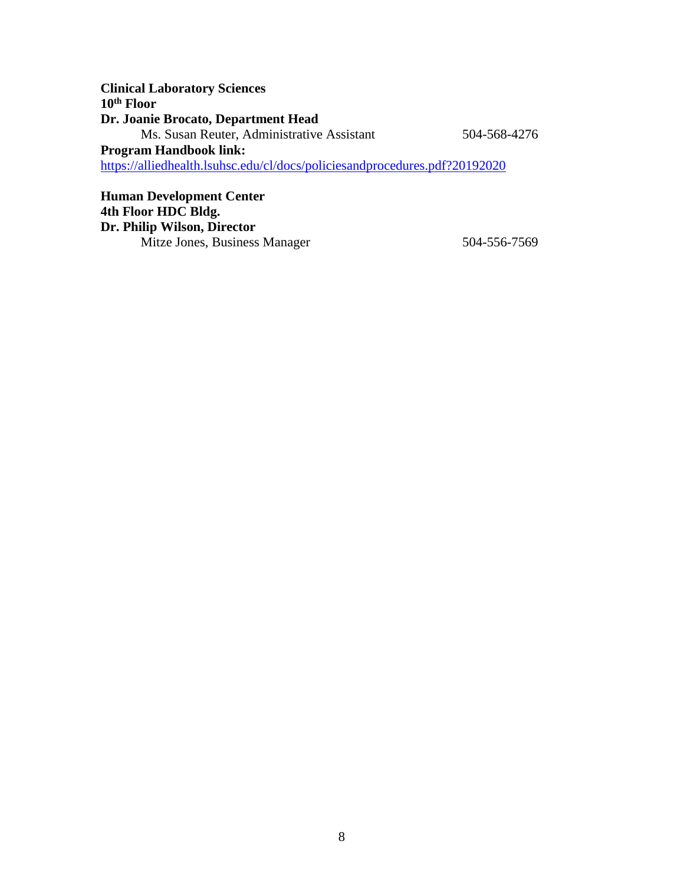**Clinical Laboratory Sciences**
**10th Floor**
**Dr. Joanie Brocato, Department Head**

Ms. Susan Reuter, Administrative Assistant 504-568-4276

**Program Handbook link:**
https://alliedhealth.lsuhsc.edu/cl/docs/policiesandprocedures.pdf?20192020

**Human Development Center**
**4th Floor HDC Bldg.**
**Dr. Philip Wilson, Director**

Mitze Jones, Business Manager 504-556-7569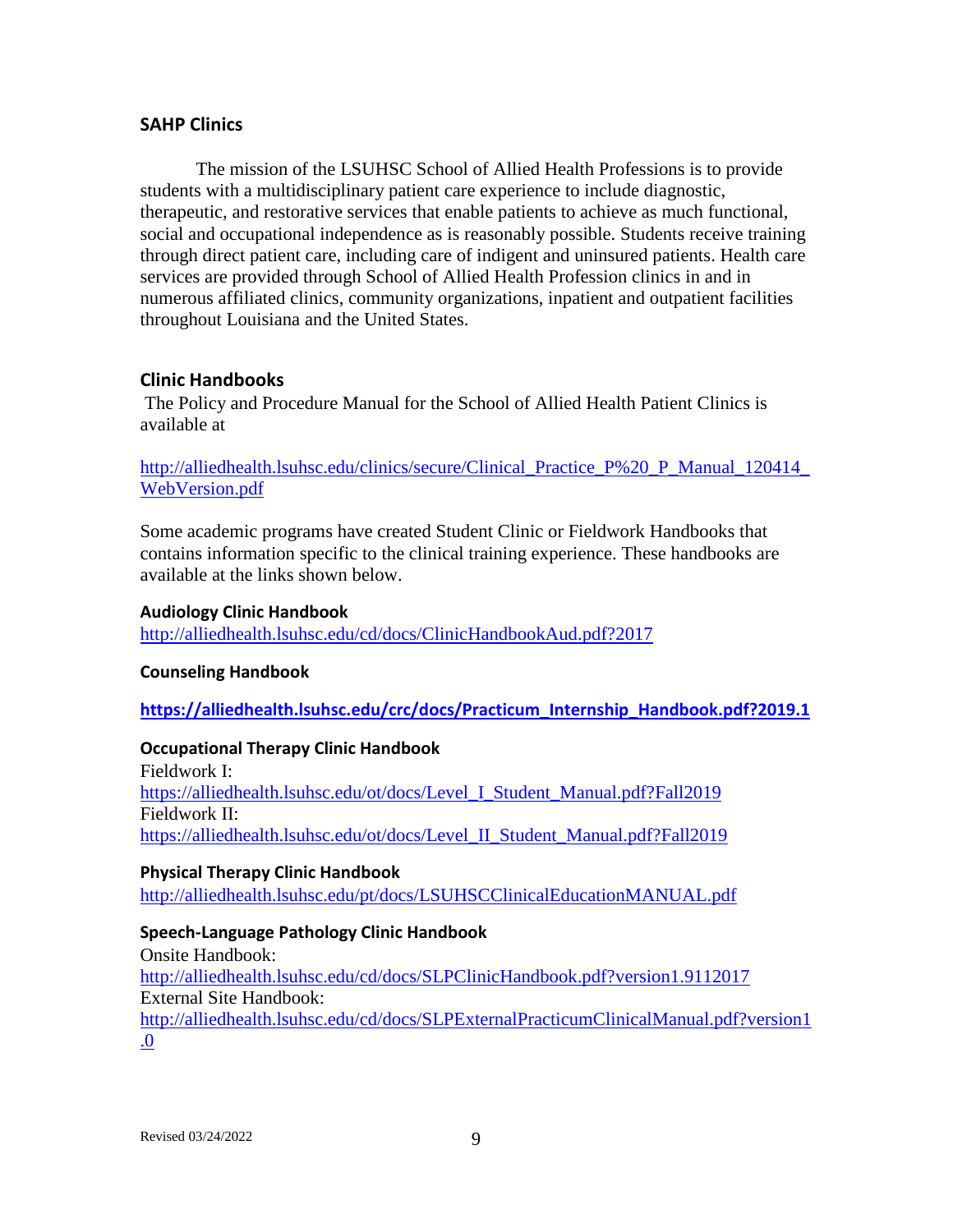## SAHP Clinics

The mission of the LSUHSC School of Allied Health Professions is to provide students with a multidisciplinary patient care experience to include diagnostic, therapeutic, and restorative services that enable patients to achieve as much functional, social and occupational independence as is reasonably possible. Students receive training through direct patient care, including care of indigent and uninsured patients. Health care services are provided through School of Allied Health Profession clinics in and in numerous affiliated clinics, community organizations, inpatient and outpatient facilities throughout Louisiana and the United States.

## Clinic Handbooks

The Policy and Procedure Manual for the School of Allied Health Patient Clinics is available at

http://alliedhealth.lsuhsc.edu/clinics/secure/Clinical_Practice_P%20_P_Manual_120414_WebVersion.pdf

Some academic programs have created Student Clinic or Fieldwork Handbooks that contains information specific to the clinical training experience. These handbooks are available at the links shown below.

**Audiology Clinic Handbook**
http://alliedhealth.lsuhsc.edu/cd/docs/ClinicHandbookAud.pdf?2017

**Counseling Handbook**

**https://alliedhealth.lsuhsc.edu/crc/docs/Practicum_Internship_Handbook.pdf?2019.1**

**Occupational Therapy Clinic Handbook**
Fieldwork I:
https://alliedhealth.lsuhsc.edu/ot/docs/Level_I_Student_Manual.pdf?Fall2019
Fieldwork II:
https://alliedhealth.lsuhsc.edu/ot/docs/Level_II_Student_Manual.pdf?Fall2019

**Physical Therapy Clinic Handbook**
http://alliedhealth.lsuhsc.edu/pt/docs/LSUHSCClinicalEducationMANUAL.pdf

**Speech-Language Pathology Clinic Handbook**
Onsite Handbook:
http://alliedhealth.lsuhsc.edu/cd/docs/SLPClinicHandbook.pdf?version1.9112017
External Site Handbook:
http://alliedhealth.lsuhsc.edu/cd/docs/SLPExternalPracticumClinicalManual.pdf?version1.0

Revised 03/24/2022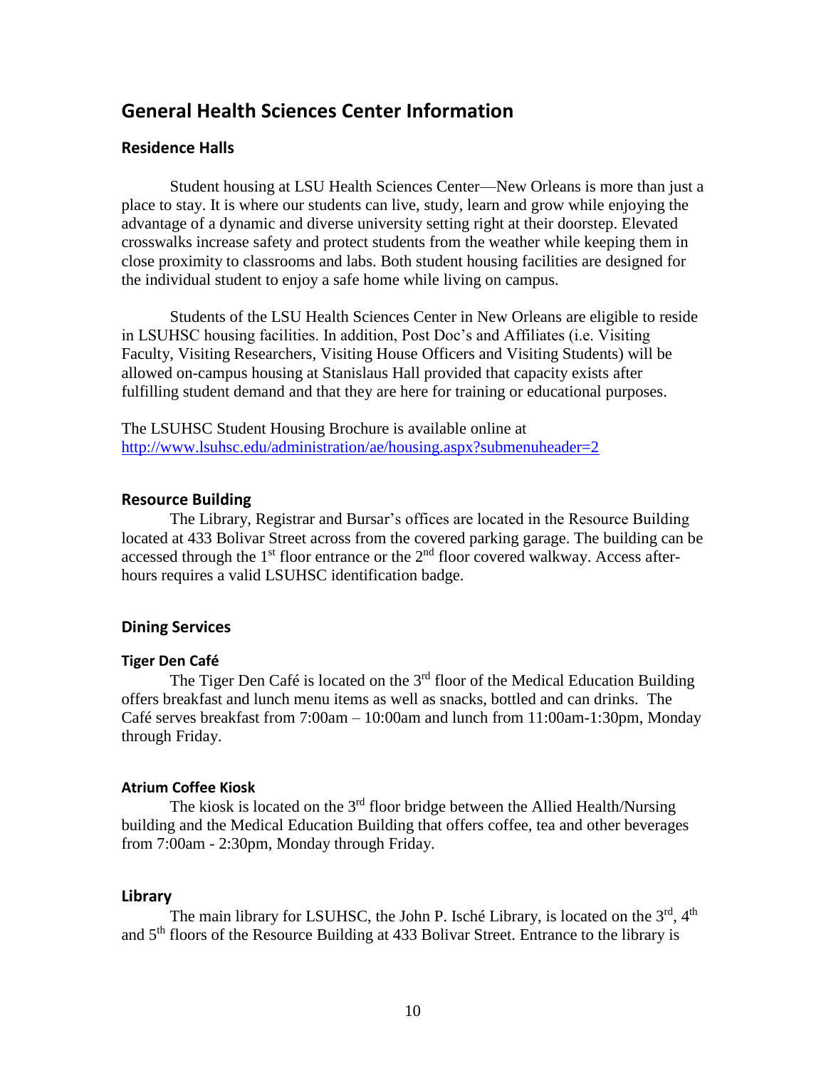## General Health Sciences Center Information

### Residence Halls

Student housing at LSU Health Sciences Center—New Orleans is more than just a place to stay. It is where our students can live, study, learn and grow while enjoying the advantage of a dynamic and diverse university setting right at their doorstep. Elevated crosswalks increase safety and protect students from the weather while keeping them in close proximity to classrooms and labs. Both student housing facilities are designed for the individual student to enjoy a safe home while living on campus.

Students of the LSU Health Sciences Center in New Orleans are eligible to reside in LSUHSC housing facilities. In addition, Post Doc's and Affiliates (i.e. Visiting Faculty, Visiting Researchers, Visiting House Officers and Visiting Students) will be allowed on-campus housing at Stanislaus Hall provided that capacity exists after fulfilling student demand and that they are here for training or educational purposes.

The LSUHSC Student Housing Brochure is available online at http://www.lsuhsc.edu/administration/ae/housing.aspx?submenuheader=2

### Resource Building

The Library, Registrar and Bursar's offices are located in the Resource Building located at 433 Bolivar Street across from the covered parking garage. The building can be accessed through the 1st floor entrance or the 2nd floor covered walkway. Access after-hours requires a valid LSUHSC identification badge.

### Dining Services

#### Tiger Den Café

The Tiger Den Café is located on the 3rd floor of the Medical Education Building offers breakfast and lunch menu items as well as snacks, bottled and can drinks. The Café serves breakfast from 7:00am – 10:00am and lunch from 11:00am-1:30pm, Monday through Friday.

#### Atrium Coffee Kiosk

The kiosk is located on the 3rd floor bridge between the Allied Health/Nursing building and the Medical Education Building that offers coffee, tea and other beverages from 7:00am - 2:30pm, Monday through Friday.

### Library

The main library for LSUHSC, the John P. Isché Library, is located on the 3rd, 4th and 5th floors of the Resource Building at 433 Bolivar Street. Entrance to the library is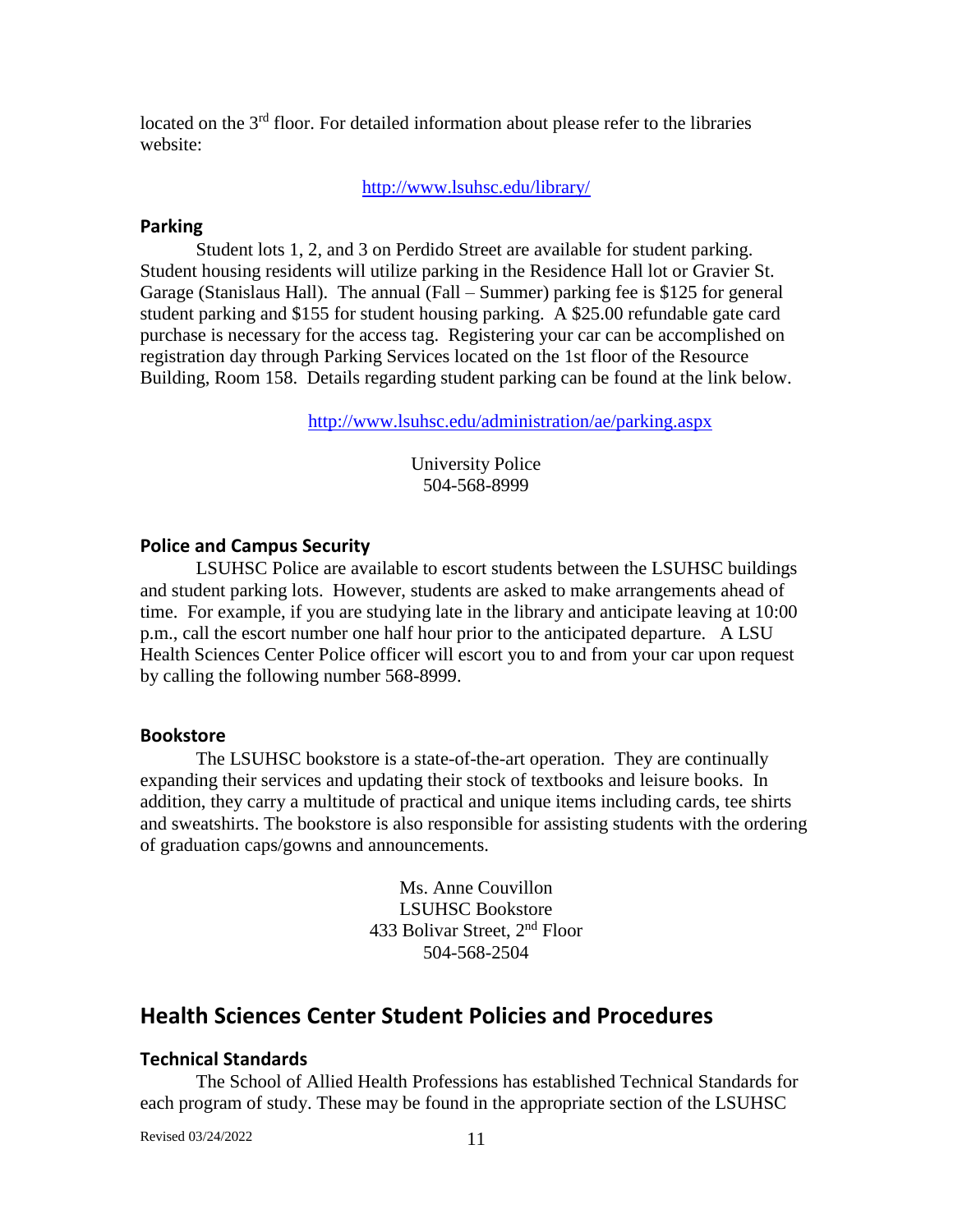located on the 3rd floor. For detailed information about please refer to the libraries website:

http://www.lsuhsc.edu/library/

### Parking

Student lots 1, 2, and 3 on Perdido Street are available for student parking. Student housing residents will utilize parking in the Residence Hall lot or Gravier St. Garage (Stanislaus Hall). The annual (Fall – Summer) parking fee is $125 for general student parking and $155 for student housing parking. A $25.00 refundable gate card purchase is necessary for the access tag. Registering your car can be accomplished on registration day through Parking Services located on the 1st floor of the Resource Building, Room 158. Details regarding student parking can be found at the link below.

http://www.lsuhsc.edu/administration/ae/parking.aspx

University Police
504-568-8999

### Police and Campus Security

LSUHSC Police are available to escort students between the LSUHSC buildings and student parking lots. However, students are asked to make arrangements ahead of time. For example, if you are studying late in the library and anticipate leaving at 10:00 p.m., call the escort number one half hour prior to the anticipated departure. A LSU Health Sciences Center Police officer will escort you to and from your car upon request by calling the following number 568-8999.

### Bookstore

The LSUHSC bookstore is a state-of-the-art operation. They are continually expanding their services and updating their stock of textbooks and leisure books. In addition, they carry a multitude of practical and unique items including cards, tee shirts and sweatshirts. The bookstore is also responsible for assisting students with the ordering of graduation caps/gowns and announcements.

Ms. Anne Couvillon
LSUHSC Bookstore
433 Bolivar Street, 2nd Floor
504-568-2504

## Health Sciences Center Student Policies and Procedures

### Technical Standards

The School of Allied Health Professions has established Technical Standards for each program of study. These may be found in the appropriate section of the LSUHSC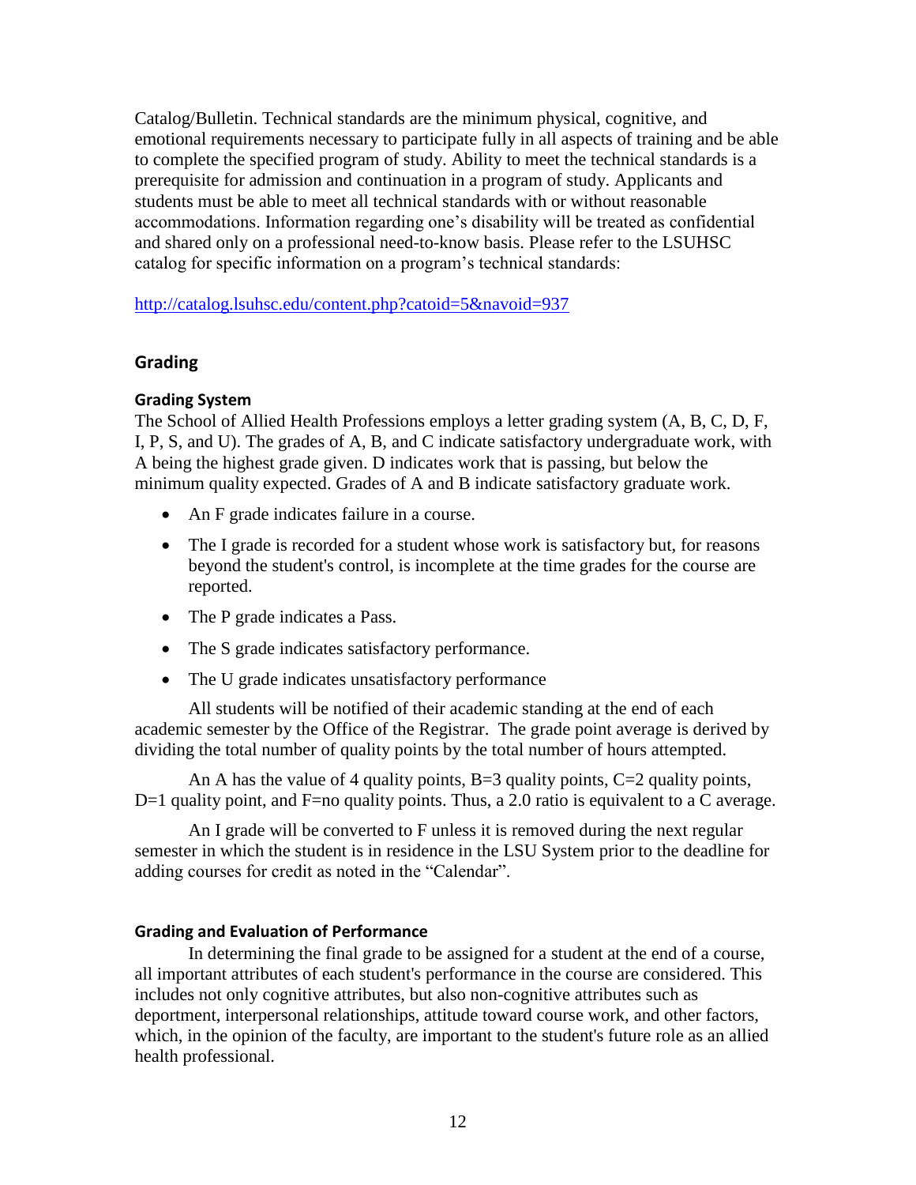Catalog/Bulletin. Technical standards are the minimum physical, cognitive, and emotional requirements necessary to participate fully in all aspects of training and be able to complete the specified program of study. Ability to meet the technical standards is a prerequisite for admission and continuation in a program of study. Applicants and students must be able to meet all technical standards with or without reasonable accommodations. Information regarding one's disability will be treated as confidential and shared only on a professional need-to-know basis. Please refer to the LSUHSC catalog for specific information on a program's technical standards:

http://catalog.lsuhsc.edu/content.php?catoid=5&navoid=937

## Grading

### Grading System

The School of Allied Health Professions employs a letter grading system (A, B, C, D, F, I, P, S, and U). The grades of A, B, and C indicate satisfactory undergraduate work, with A being the highest grade given. D indicates work that is passing, but below the minimum quality expected. Grades of A and B indicate satisfactory graduate work.

- An F grade indicates failure in a course.
- The I grade is recorded for a student whose work is satisfactory but, for reasons beyond the student's control, is incomplete at the time grades for the course are reported.
- The P grade indicates a Pass.
- The S grade indicates satisfactory performance.
- The U grade indicates unsatisfactory performance

All students will be notified of their academic standing at the end of each academic semester by the Office of the Registrar. The grade point average is derived by dividing the total number of quality points by the total number of hours attempted.

An A has the value of 4 quality points, B=3 quality points, C=2 quality points, D=1 quality point, and F=no quality points. Thus, a 2.0 ratio is equivalent to a C average.

An I grade will be converted to F unless it is removed during the next regular semester in which the student is in residence in the LSU System prior to the deadline for adding courses for credit as noted in the "Calendar".

### Grading and Evaluation of Performance

In determining the final grade to be assigned for a student at the end of a course, all important attributes of each student's performance in the course are considered. This includes not only cognitive attributes, but also non-cognitive attributes such as deportment, interpersonal relationships, attitude toward course work, and other factors, which, in the opinion of the faculty, are important to the student's future role as an allied health professional.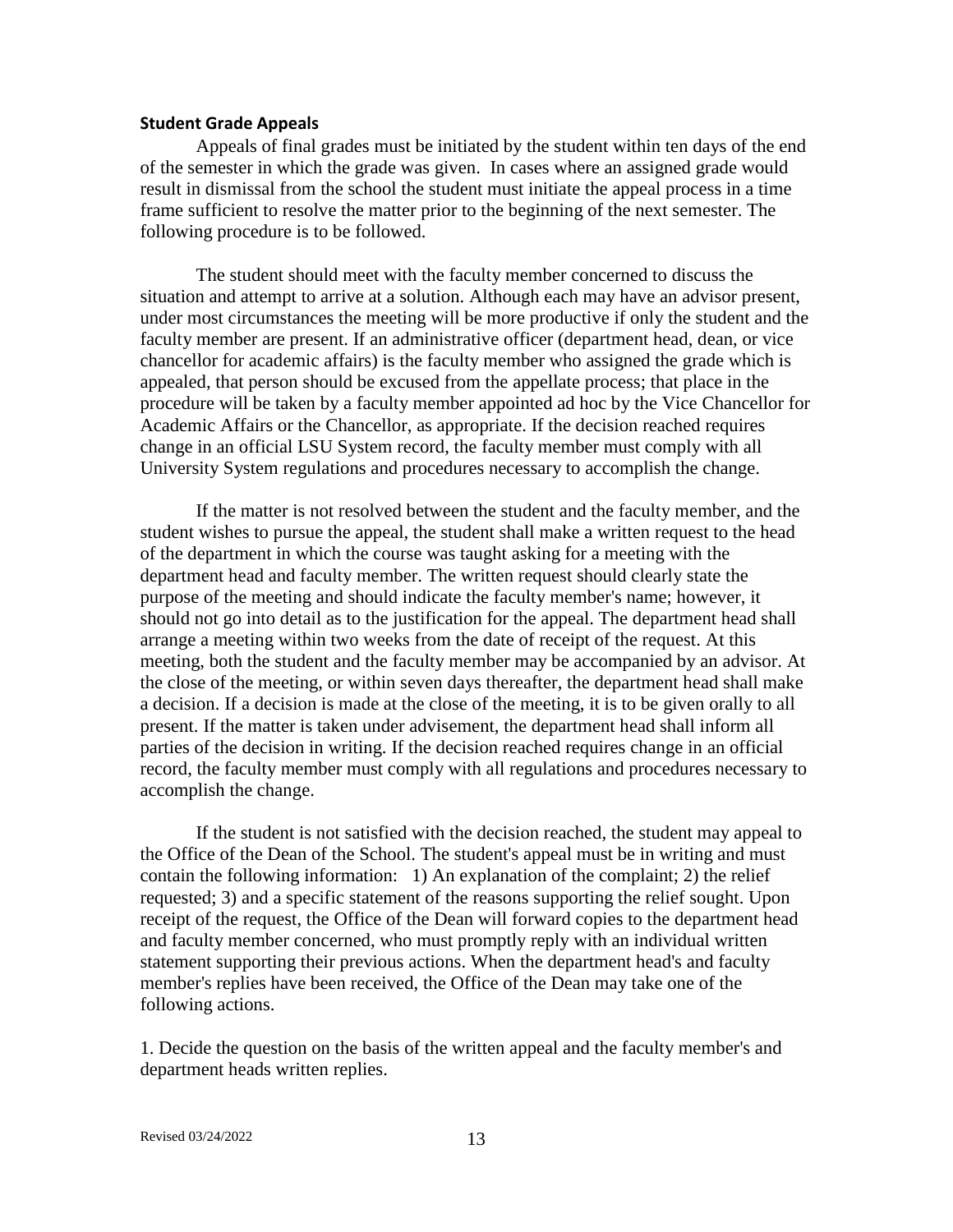## Student Grade Appeals

Appeals of final grades must be initiated by the student within ten days of the end of the semester in which the grade was given. In cases where an assigned grade would result in dismissal from the school the student must initiate the appeal process in a time frame sufficient to resolve the matter prior to the beginning of the next semester. The following procedure is to be followed.

The student should meet with the faculty member concerned to discuss the situation and attempt to arrive at a solution. Although each may have an advisor present, under most circumstances the meeting will be more productive if only the student and the faculty member are present. If an administrative officer (department head, dean, or vice chancellor for academic affairs) is the faculty member who assigned the grade which is appealed, that person should be excused from the appellate process; that place in the procedure will be taken by a faculty member appointed ad hoc by the Vice Chancellor for Academic Affairs or the Chancellor, as appropriate. If the decision reached requires change in an official LSU System record, the faculty member must comply with all University System regulations and procedures necessary to accomplish the change.

If the matter is not resolved between the student and the faculty member, and the student wishes to pursue the appeal, the student shall make a written request to the head of the department in which the course was taught asking for a meeting with the department head and faculty member. The written request should clearly state the purpose of the meeting and should indicate the faculty member's name; however, it should not go into detail as to the justification for the appeal. The department head shall arrange a meeting within two weeks from the date of receipt of the request. At this meeting, both the student and the faculty member may be accompanied by an advisor. At the close of the meeting, or within seven days thereafter, the department head shall make a decision. If a decision is made at the close of the meeting, it is to be given orally to all present. If the matter is taken under advisement, the department head shall inform all parties of the decision in writing. If the decision reached requires change in an official record, the faculty member must comply with all regulations and procedures necessary to accomplish the change.

If the student is not satisfied with the decision reached, the student may appeal to the Office of the Dean of the School. The student's appeal must be in writing and must contain the following information: 1) An explanation of the complaint; 2) the relief requested; 3) and a specific statement of the reasons supporting the relief sought. Upon receipt of the request, the Office of the Dean will forward copies to the department head and faculty member concerned, who must promptly reply with an individual written statement supporting their previous actions. When the department head's and faculty member's replies have been received, the Office of the Dean may take one of the following actions.

1. Decide the question on the basis of the written appeal and the faculty member's and department heads written replies.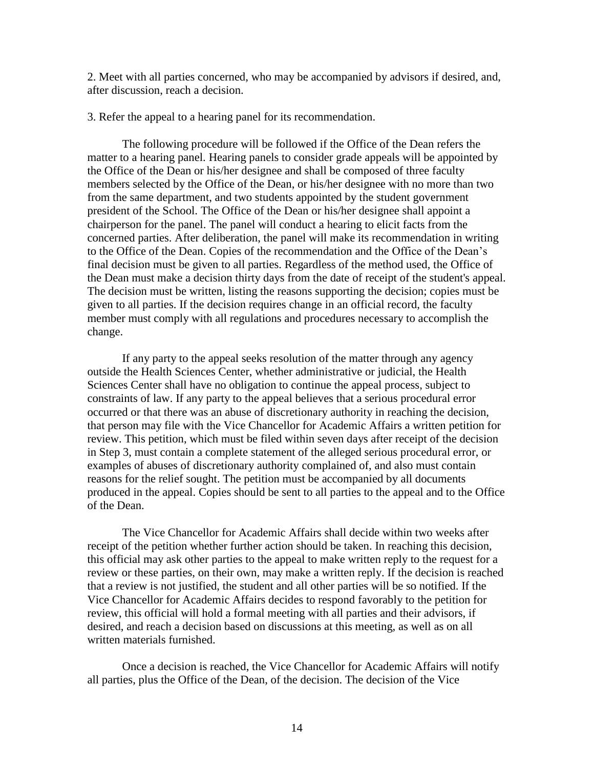2. Meet with all parties concerned, who may be accompanied by advisors if desired, and, after discussion, reach a decision.

3. Refer the appeal to a hearing panel for its recommendation.

The following procedure will be followed if the Office of the Dean refers the matter to a hearing panel. Hearing panels to consider grade appeals will be appointed by the Office of the Dean or his/her designee and shall be composed of three faculty members selected by the Office of the Dean, or his/her designee with no more than two from the same department, and two students appointed by the student government president of the School. The Office of the Dean or his/her designee shall appoint a chairperson for the panel. The panel will conduct a hearing to elicit facts from the concerned parties. After deliberation, the panel will make its recommendation in writing to the Office of the Dean. Copies of the recommendation and the Office of the Dean's final decision must be given to all parties. Regardless of the method used, the Office of the Dean must make a decision thirty days from the date of receipt of the student's appeal. The decision must be written, listing the reasons supporting the decision; copies must be given to all parties. If the decision requires change in an official record, the faculty member must comply with all regulations and procedures necessary to accomplish the change.

If any party to the appeal seeks resolution of the matter through any agency outside the Health Sciences Center, whether administrative or judicial, the Health Sciences Center shall have no obligation to continue the appeal process, subject to constraints of law. If any party to the appeal believes that a serious procedural error occurred or that there was an abuse of discretionary authority in reaching the decision, that person may file with the Vice Chancellor for Academic Affairs a written petition for review. This petition, which must be filed within seven days after receipt of the decision in Step 3, must contain a complete statement of the alleged serious procedural error, or examples of abuses of discretionary authority complained of, and also must contain reasons for the relief sought. The petition must be accompanied by all documents produced in the appeal. Copies should be sent to all parties to the appeal and to the Office of the Dean.

The Vice Chancellor for Academic Affairs shall decide within two weeks after receipt of the petition whether further action should be taken. In reaching this decision, this official may ask other parties to the appeal to make written reply to the request for a review or these parties, on their own, may make a written reply. If the decision is reached that a review is not justified, the student and all other parties will be so notified. If the Vice Chancellor for Academic Affairs decides to respond favorably to the petition for review, this official will hold a formal meeting with all parties and their advisors, if desired, and reach a decision based on discussions at this meeting, as well as on all written materials furnished.

Once a decision is reached, the Vice Chancellor for Academic Affairs will notify all parties, plus the Office of the Dean, of the decision. The decision of the Vice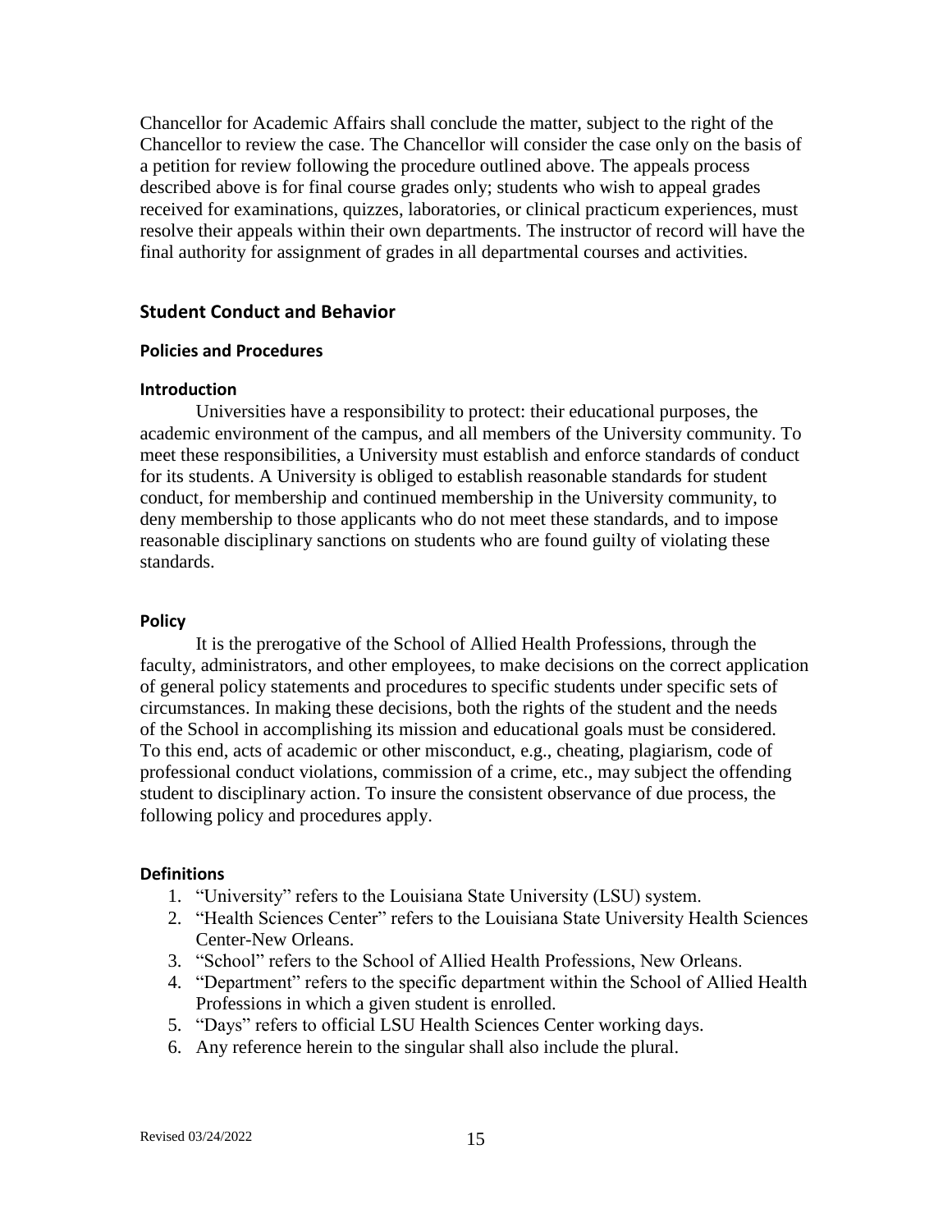Chancellor for Academic Affairs shall conclude the matter, subject to the right of the Chancellor to review the case. The Chancellor will consider the case only on the basis of a petition for review following the procedure outlined above. The appeals process described above is for final course grades only; students who wish to appeal grades received for examinations, quizzes, laboratories, or clinical practicum experiences, must resolve their appeals within their own departments. The instructor of record will have the final authority for assignment of grades in all departmental courses and activities.

## Student Conduct and Behavior

### Policies and Procedures

#### Introduction

Universities have a responsibility to protect: their educational purposes, the academic environment of the campus, and all members of the University community. To meet these responsibilities, a University must establish and enforce standards of conduct for its students. A University is obliged to establish reasonable standards for student conduct, for membership and continued membership in the University community, to deny membership to those applicants who do not meet these standards, and to impose reasonable disciplinary sanctions on students who are found guilty of violating these standards.

#### Policy

It is the prerogative of the School of Allied Health Professions, through the faculty, administrators, and other employees, to make decisions on the correct application of general policy statements and procedures to specific students under specific sets of circumstances. In making these decisions, both the rights of the student and the needs of the School in accomplishing its mission and educational goals must be considered. To this end, acts of academic or other misconduct, e.g., cheating, plagiarism, code of professional conduct violations, commission of a crime, etc., may subject the offending student to disciplinary action. To insure the consistent observance of due process, the following policy and procedures apply.

#### Definitions

1. "University" refers to the Louisiana State University (LSU) system.
2. "Health Sciences Center" refers to the Louisiana State University Health Sciences Center-New Orleans.
3. "School" refers to the School of Allied Health Professions, New Orleans.
4. "Department" refers to the specific department within the School of Allied Health Professions in which a given student is enrolled.
5. "Days" refers to official LSU Health Sciences Center working days.
6. Any reference herein to the singular shall also include the plural.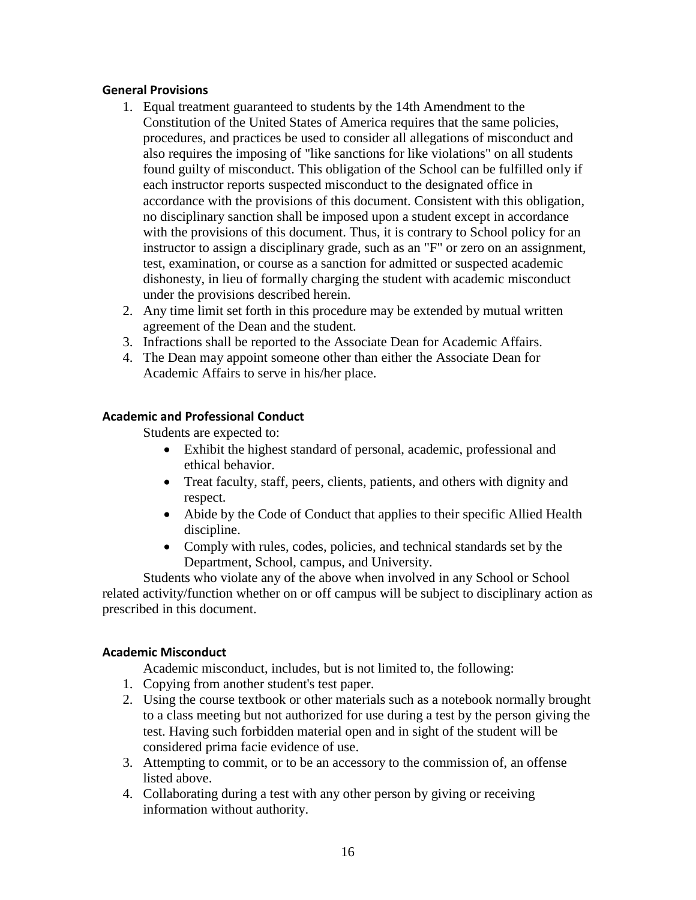### General Provisions

1. Equal treatment guaranteed to students by the 14th Amendment to the Constitution of the United States of America requires that the same policies, procedures, and practices be used to consider all allegations of misconduct and also requires the imposing of "like sanctions for like violations" on all students found guilty of misconduct. This obligation of the School can be fulfilled only if each instructor reports suspected misconduct to the designated office in accordance with the provisions of this document. Consistent with this obligation, no disciplinary sanction shall be imposed upon a student except in accordance with the provisions of this document. Thus, it is contrary to School policy for an instructor to assign a disciplinary grade, such as an "F" or zero on an assignment, test, examination, or course as a sanction for admitted or suspected academic dishonesty, in lieu of formally charging the student with academic misconduct under the provisions described herein.
2. Any time limit set forth in this procedure may be extended by mutual written agreement of the Dean and the student.
3. Infractions shall be reported to the Associate Dean for Academic Affairs.
4. The Dean may appoint someone other than either the Associate Dean for Academic Affairs to serve in his/her place.

### Academic and Professional Conduct

Students are expected to:

- Exhibit the highest standard of personal, academic, professional and ethical behavior.
- Treat faculty, staff, peers, clients, patients, and others with dignity and respect.
- Abide by the Code of Conduct that applies to their specific Allied Health discipline.
- Comply with rules, codes, policies, and technical standards set by the Department, School, campus, and University.

Students who violate any of the above when involved in any School or School related activity/function whether on or off campus will be subject to disciplinary action as prescribed in this document.

### Academic Misconduct

Academic misconduct, includes, but is not limited to, the following:

1. Copying from another student's test paper.
2. Using the course textbook or other materials such as a notebook normally brought to a class meeting but not authorized for use during a test by the person giving the test. Having such forbidden material open and in sight of the student will be considered prima facie evidence of use.
3. Attempting to commit, or to be an accessory to the commission of, an offense listed above.
4. Collaborating during a test with any other person by giving or receiving information without authority.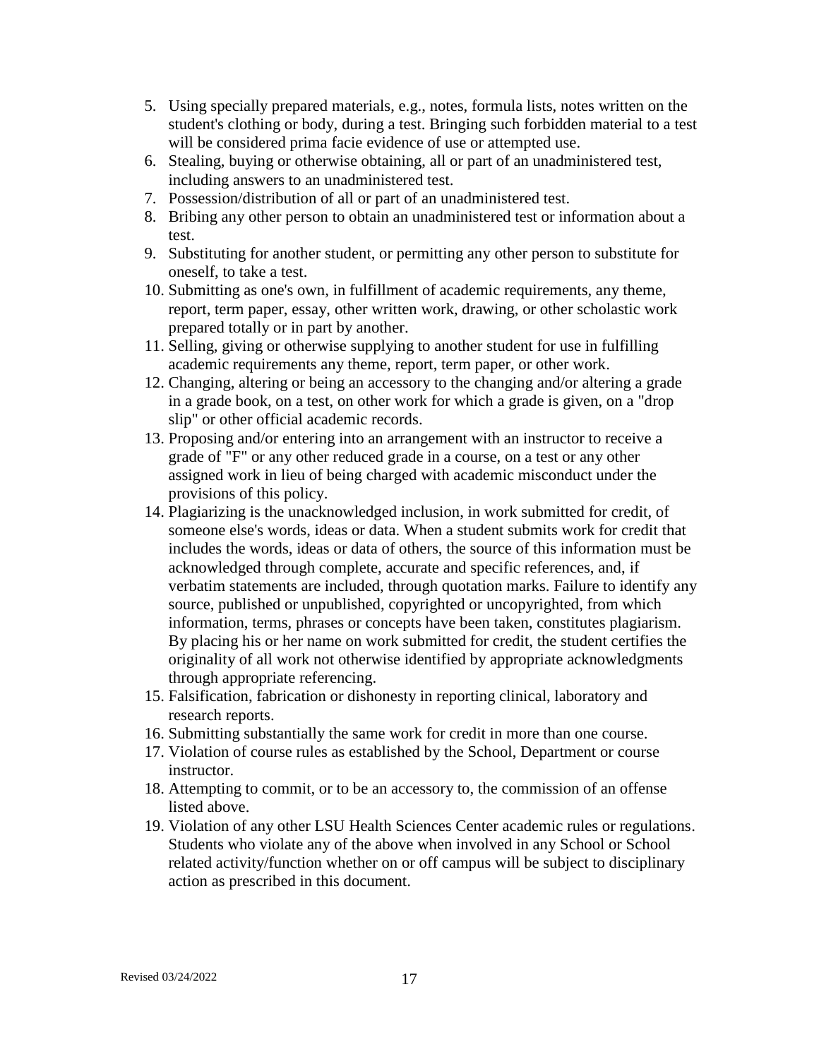5. Using specially prepared materials, e.g., notes, formula lists, notes written on the student's clothing or body, during a test. Bringing such forbidden material to a test will be considered prima facie evidence of use or attempted use.
6. Stealing, buying or otherwise obtaining, all or part of an unadministered test, including answers to an unadministered test.
7. Possession/distribution of all or part of an unadministered test.
8. Bribing any other person to obtain an unadministered test or information about a test.
9. Substituting for another student, or permitting any other person to substitute for oneself, to take a test.
10. Submitting as one's own, in fulfillment of academic requirements, any theme, report, term paper, essay, other written work, drawing, or other scholastic work prepared totally or in part by another.
11. Selling, giving or otherwise supplying to another student for use in fulfilling academic requirements any theme, report, term paper, or other work.
12. Changing, altering or being an accessory to the changing and/or altering a grade in a grade book, on a test, on other work for which a grade is given, on a "drop slip" or other official academic records.
13. Proposing and/or entering into an arrangement with an instructor to receive a grade of "F" or any other reduced grade in a course, on a test or any other assigned work in lieu of being charged with academic misconduct under the provisions of this policy.
14. Plagiarizing is the unacknowledged inclusion, in work submitted for credit, of someone else's words, ideas or data. When a student submits work for credit that includes the words, ideas or data of others, the source of this information must be acknowledged through complete, accurate and specific references, and, if verbatim statements are included, through quotation marks. Failure to identify any source, published or unpublished, copyrighted or uncopyrighted, from which information, terms, phrases or concepts have been taken, constitutes plagiarism. By placing his or her name on work submitted for credit, the student certifies the originality of all work not otherwise identified by appropriate acknowledgments through appropriate referencing.
15. Falsification, fabrication or dishonesty in reporting clinical, laboratory and research reports.
16. Submitting substantially the same work for credit in more than one course.
17. Violation of course rules as established by the School, Department or course instructor.
18. Attempting to commit, or to be an accessory to, the commission of an offense listed above.
19. Violation of any other LSU Health Sciences Center academic rules or regulations. Students who violate any of the above when involved in any School or School related activity/function whether on or off campus will be subject to disciplinary action as prescribed in this document.

Revised 03/24/2022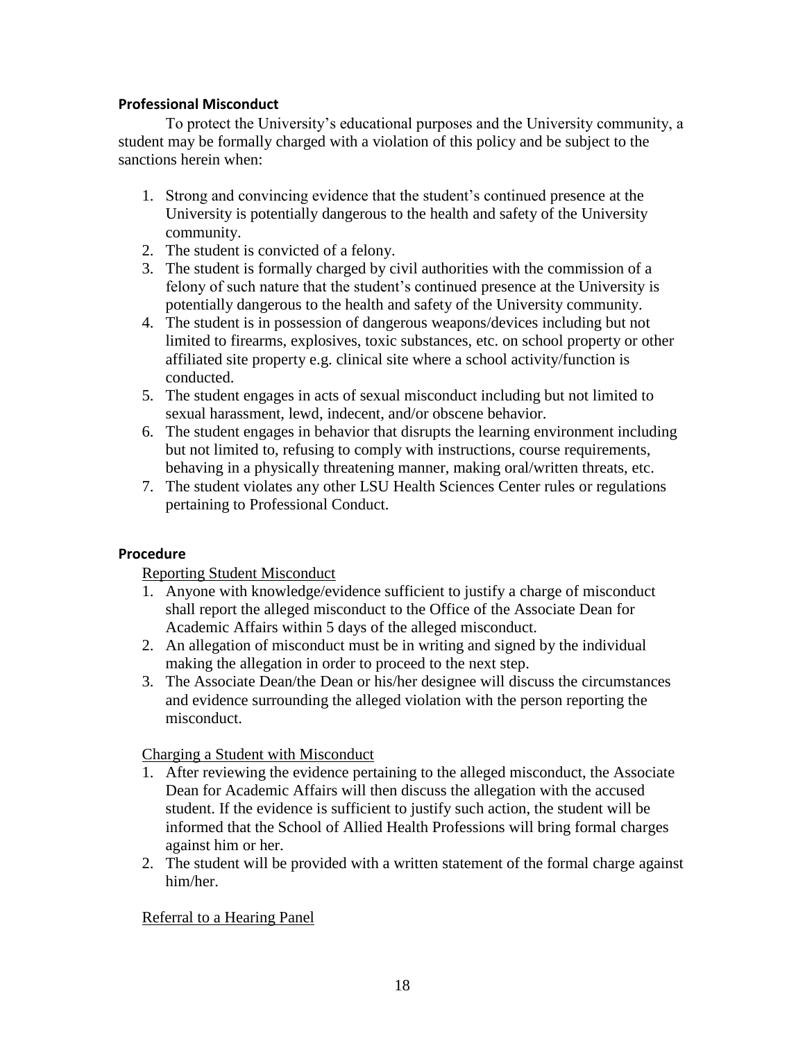### Professional Misconduct

To protect the University's educational purposes and the University community, a student may be formally charged with a violation of this policy and be subject to the sanctions herein when:

1. Strong and convincing evidence that the student's continued presence at the University is potentially dangerous to the health and safety of the University community.
2. The student is convicted of a felony.
3. The student is formally charged by civil authorities with the commission of a felony of such nature that the student's continued presence at the University is potentially dangerous to the health and safety of the University community.
4. The student is in possession of dangerous weapons/devices including but not limited to firearms, explosives, toxic substances, etc. on school property or other affiliated site property e.g. clinical site where a school activity/function is conducted.
5. The student engages in acts of sexual misconduct including but not limited to sexual harassment, lewd, indecent, and/or obscene behavior.
6. The student engages in behavior that disrupts the learning environment including but not limited to, refusing to comply with instructions, course requirements, behaving in a physically threatening manner, making oral/written threats, etc.
7. The student violates any other LSU Health Sciences Center rules or regulations pertaining to Professional Conduct.

### Procedure

Reporting Student Misconduct

1. Anyone with knowledge/evidence sufficient to justify a charge of misconduct shall report the alleged misconduct to the Office of the Associate Dean for Academic Affairs within 5 days of the alleged misconduct.
2. An allegation of misconduct must be in writing and signed by the individual making the allegation in order to proceed to the next step.
3. The Associate Dean/the Dean or his/her designee will discuss the circumstances and evidence surrounding the alleged violation with the person reporting the misconduct.

Charging a Student with Misconduct

1. After reviewing the evidence pertaining to the alleged misconduct, the Associate Dean for Academic Affairs will then discuss the allegation with the accused student. If the evidence is sufficient to justify such action, the student will be informed that the School of Allied Health Professions will bring formal charges against him or her.
2. The student will be provided with a written statement of the formal charge against him/her.

Referral to a Hearing Panel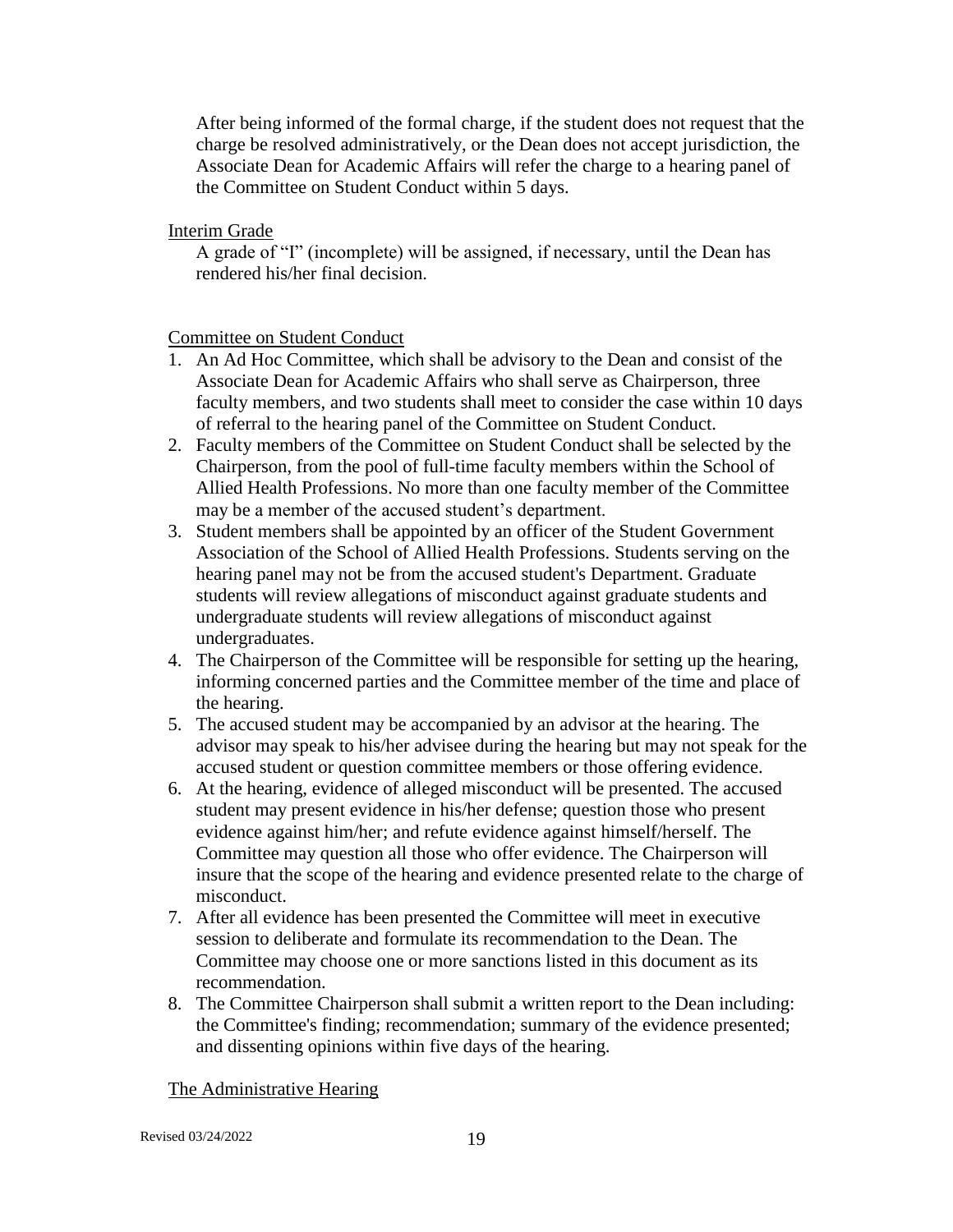After being informed of the formal charge, if the student does not request that the charge be resolved administratively, or the Dean does not accept jurisdiction, the Associate Dean for Academic Affairs will refer the charge to a hearing panel of the Committee on Student Conduct within 5 days.

<u>Interim Grade</u>

A grade of "I" (incomplete) will be assigned, if necessary, until the Dean has rendered his/her final decision.

<u>Committee on Student Conduct</u>

1. An Ad Hoc Committee, which shall be advisory to the Dean and consist of the Associate Dean for Academic Affairs who shall serve as Chairperson, three faculty members, and two students shall meet to consider the case within 10 days of referral to the hearing panel of the Committee on Student Conduct.
2. Faculty members of the Committee on Student Conduct shall be selected by the Chairperson, from the pool of full-time faculty members within the School of Allied Health Professions. No more than one faculty member of the Committee may be a member of the accused student's department.
3. Student members shall be appointed by an officer of the Student Government Association of the School of Allied Health Professions. Students serving on the hearing panel may not be from the accused student's Department. Graduate students will review allegations of misconduct against graduate students and undergraduate students will review allegations of misconduct against undergraduates.
4. The Chairperson of the Committee will be responsible for setting up the hearing, informing concerned parties and the Committee member of the time and place of the hearing.
5. The accused student may be accompanied by an advisor at the hearing. The advisor may speak to his/her advisee during the hearing but may not speak for the accused student or question committee members or those offering evidence.
6. At the hearing, evidence of alleged misconduct will be presented. The accused student may present evidence in his/her defense; question those who present evidence against him/her; and refute evidence against himself/herself. The Committee may question all those who offer evidence. The Chairperson will insure that the scope of the hearing and evidence presented relate to the charge of misconduct.
7. After all evidence has been presented the Committee will meet in executive session to deliberate and formulate its recommendation to the Dean. The Committee may choose one or more sanctions listed in this document as its recommendation.
8. The Committee Chairperson shall submit a written report to the Dean including: the Committee's finding; recommendation; summary of the evidence presented; and dissenting opinions within five days of the hearing.

<u>The Administrative Hearing</u>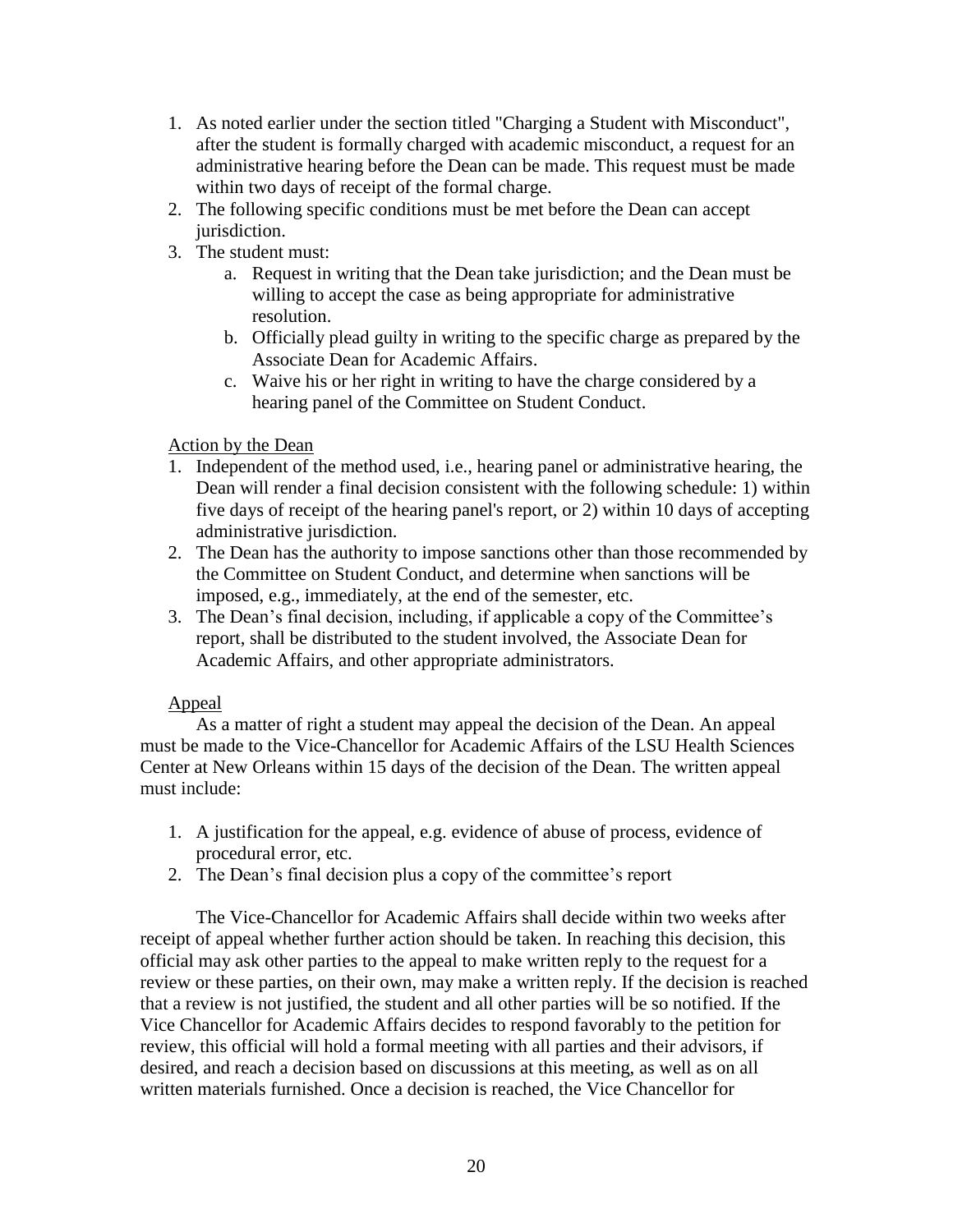1. As noted earlier under the section titled "Charging a Student with Misconduct", after the student is formally charged with academic misconduct, a request for an administrative hearing before the Dean can be made. This request must be made within two days of receipt of the formal charge.
2. The following specific conditions must be met before the Dean can accept jurisdiction.
3. The student must:
   a. Request in writing that the Dean take jurisdiction; and the Dean must be willing to accept the case as being appropriate for administrative resolution.
   b. Officially plead guilty in writing to the specific charge as prepared by the Associate Dean for Academic Affairs.
   c. Waive his or her right in writing to have the charge considered by a hearing panel of the Committee on Student Conduct.

<u>Action by the Dean</u>

1. Independent of the method used, i.e., hearing panel or administrative hearing, the Dean will render a final decision consistent with the following schedule: 1) within five days of receipt of the hearing panel's report, or 2) within 10 days of accepting administrative jurisdiction.
2. The Dean has the authority to impose sanctions other than those recommended by the Committee on Student Conduct, and determine when sanctions will be imposed, e.g., immediately, at the end of the semester, etc.
3. The Dean’s final decision, including, if applicable a copy of the Committee’s report, shall be distributed to the student involved, the Associate Dean for Academic Affairs, and other appropriate administrators.

<u>Appeal</u>

As a matter of right a student may appeal the decision of the Dean. An appeal must be made to the Vice-Chancellor for Academic Affairs of the LSU Health Sciences Center at New Orleans within 15 days of the decision of the Dean. The written appeal must include:

1. A justification for the appeal, e.g. evidence of abuse of process, evidence of procedural error, etc.
2. The Dean’s final decision plus a copy of the committee’s report

The Vice-Chancellor for Academic Affairs shall decide within two weeks after receipt of appeal whether further action should be taken. In reaching this decision, this official may ask other parties to the appeal to make written reply to the request for a review or these parties, on their own, may make a written reply. If the decision is reached that a review is not justified, the student and all other parties will be so notified. If the Vice Chancellor for Academic Affairs decides to respond favorably to the petition for review, this official will hold a formal meeting with all parties and their advisors, if desired, and reach a decision based on discussions at this meeting, as well as on all written materials furnished. Once a decision is reached, the Vice Chancellor for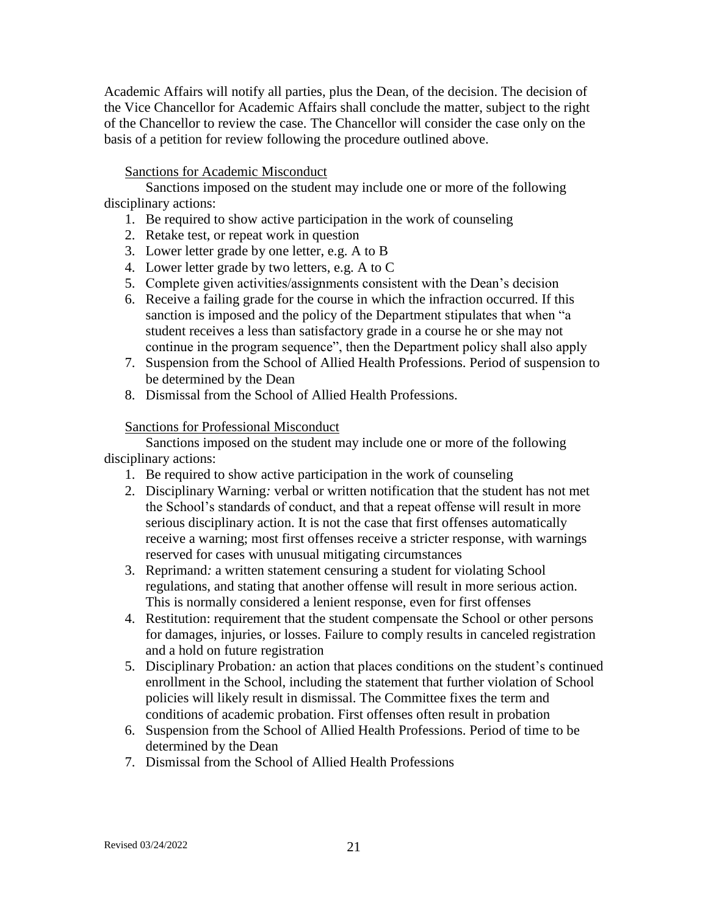Academic Affairs will notify all parties, plus the Dean, of the decision. The decision of the Vice Chancellor for Academic Affairs shall conclude the matter, subject to the right of the Chancellor to review the case. The Chancellor will consider the case only on the basis of a petition for review following the procedure outlined above.

Sanctions for Academic Misconduct

Sanctions imposed on the student may include one or more of the following disciplinary actions:

1. Be required to show active participation in the work of counseling
2. Retake test, or repeat work in question
3. Lower letter grade by one letter, e.g. A to B
4. Lower letter grade by two letters, e.g. A to C
5. Complete given activities/assignments consistent with the Dean's decision
6. Receive a failing grade for the course in which the infraction occurred. If this sanction is imposed and the policy of the Department stipulates that when "a student receives a less than satisfactory grade in a course he or she may not continue in the program sequence", then the Department policy shall also apply
7. Suspension from the School of Allied Health Professions. Period of suspension to be determined by the Dean
8. Dismissal from the School of Allied Health Professions.

Sanctions for Professional Misconduct

Sanctions imposed on the student may include one or more of the following disciplinary actions:

1. Be required to show active participation in the work of counseling
2. Disciplinary Warning*:* verbal or written notification that the student has not met the School's standards of conduct, and that a repeat offense will result in more serious disciplinary action. It is not the case that first offenses automatically receive a warning; most first offenses receive a stricter response, with warnings reserved for cases with unusual mitigating circumstances
3. Reprimand*:* a written statement censuring a student for violating School regulations, and stating that another offense will result in more serious action. This is normally considered a lenient response, even for first offenses
4. Restitution: requirement that the student compensate the School or other persons for damages, injuries, or losses. Failure to comply results in canceled registration and a hold on future registration
5. Disciplinary Probation*:* an action that places conditions on the student's continued enrollment in the School, including the statement that further violation of School policies will likely result in dismissal. The Committee fixes the term and conditions of academic probation. First offenses often result in probation
6. Suspension from the School of Allied Health Professions. Period of time to be determined by the Dean
7. Dismissal from the School of Allied Health Professions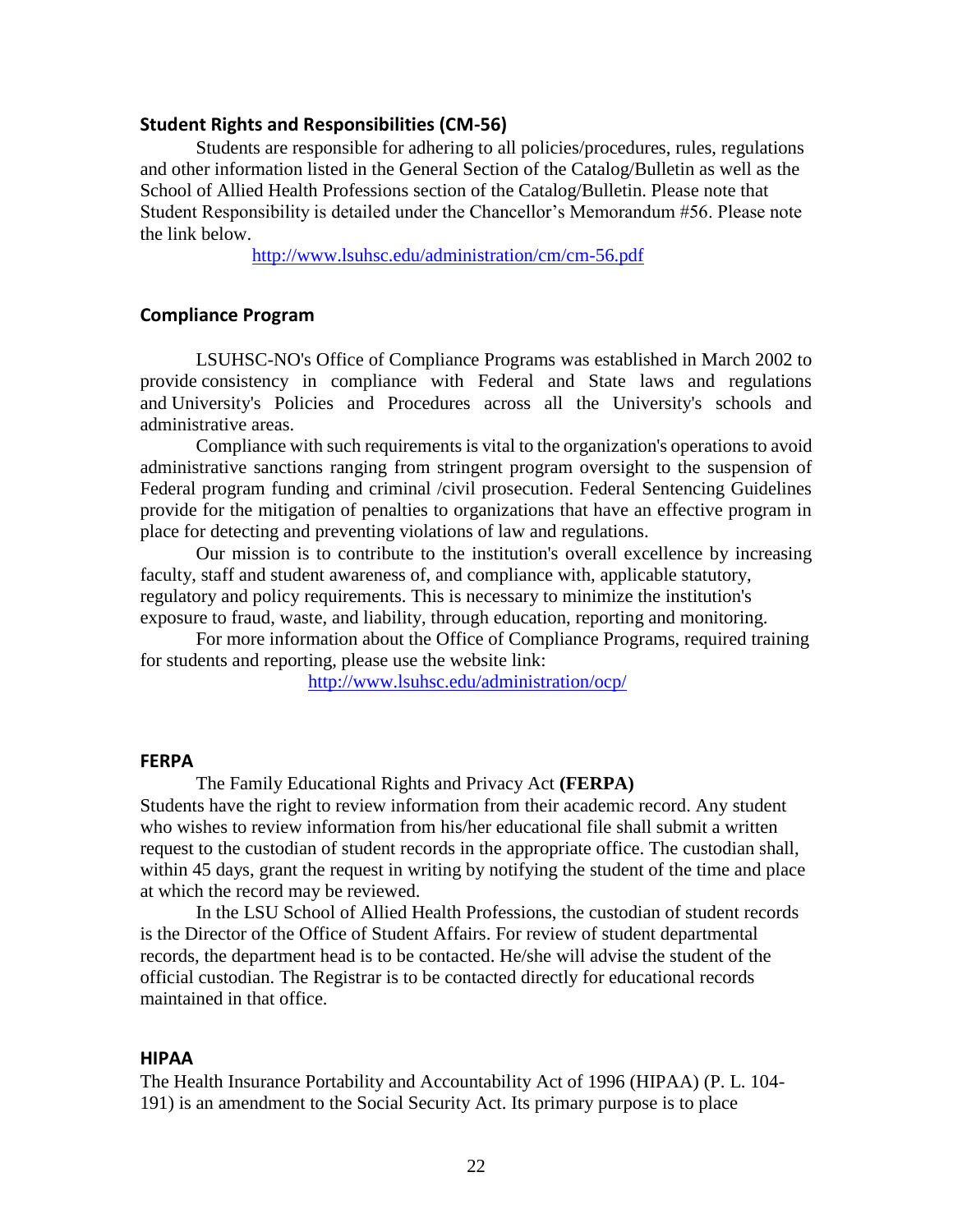### Student Rights and Responsibilities (CM-56)

Students are responsible for adhering to all policies/procedures, rules, regulations and other information listed in the General Section of the Catalog/Bulletin as well as the School of Allied Health Professions section of the Catalog/Bulletin. Please note that Student Responsibility is detailed under the Chancellor's Memorandum #56. Please note the link below.

http://www.lsuhsc.edu/administration/cm/cm-56.pdf

### Compliance Program

LSUHSC-NO's Office of Compliance Programs was established in March 2002 to provide consistency in compliance with Federal and State laws and regulations and University's Policies and Procedures across all the University's schools and administrative areas.

Compliance with such requirements is vital to the organization's operations to avoid administrative sanctions ranging from stringent program oversight to the suspension of Federal program funding and criminal /civil prosecution. Federal Sentencing Guidelines provide for the mitigation of penalties to organizations that have an effective program in place for detecting and preventing violations of law and regulations.

Our mission is to contribute to the institution's overall excellence by increasing faculty, staff and student awareness of, and compliance with, applicable statutory, regulatory and policy requirements. This is necessary to minimize the institution's exposure to fraud, waste, and liability, through education, reporting and monitoring.

For more information about the Office of Compliance Programs, required training for students and reporting, please use the website link:

http://www.lsuhsc.edu/administration/ocp/

### FERPA

The Family Educational Rights and Privacy Act **(FERPA)**
Students have the right to review information from their academic record. Any student who wishes to review information from his/her educational file shall submit a written request to the custodian of student records in the appropriate office. The custodian shall, within 45 days, grant the request in writing by notifying the student of the time and place at which the record may be reviewed.

In the LSU School of Allied Health Professions, the custodian of student records is the Director of the Office of Student Affairs. For review of student departmental records, the department head is to be contacted. He/she will advise the student of the official custodian. The Registrar is to be contacted directly for educational records maintained in that office.

### HIPAA

The Health Insurance Portability and Accountability Act of 1996 (HIPAA) (P. L. 104-191) is an amendment to the Social Security Act. Its primary purpose is to place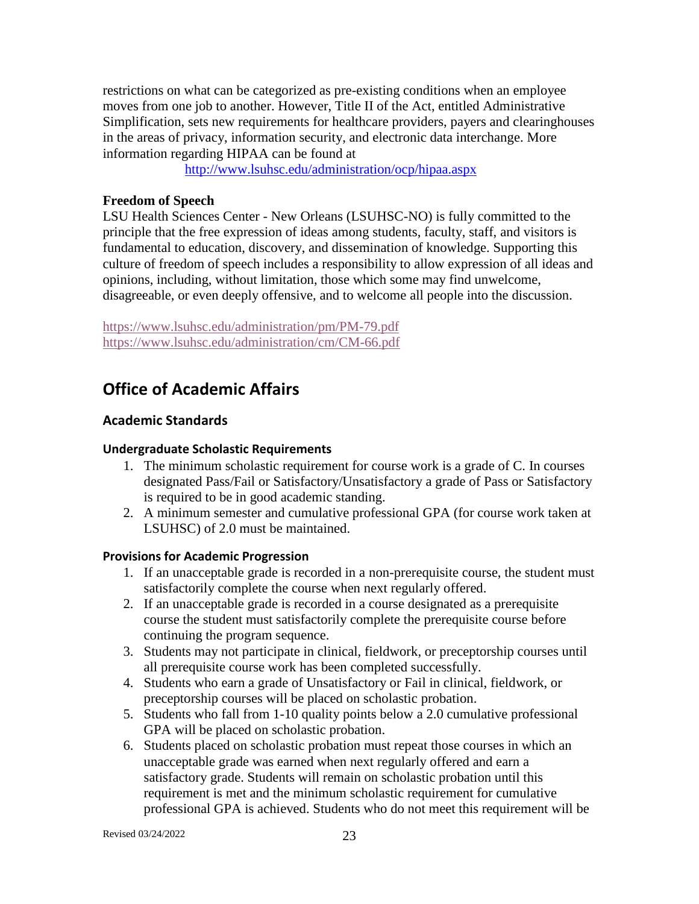restrictions on what can be categorized as pre-existing conditions when an employee moves from one job to another. However, Title II of the Act, entitled Administrative Simplification, sets new requirements for healthcare providers, payers and clearinghouses in the areas of privacy, information security, and electronic data interchange. More information regarding HIPAA can be found at

http://www.lsuhsc.edu/administration/ocp/hipaa.aspx

**Freedom of Speech**

LSU Health Sciences Center - New Orleans (LSUHSC-NO) is fully committed to the principle that the free expression of ideas among students, faculty, staff, and visitors is fundamental to education, discovery, and dissemination of knowledge. Supporting this culture of freedom of speech includes a responsibility to allow expression of all ideas and opinions, including, without limitation, those which some may find unwelcome, disagreeable, or even deeply offensive, and to welcome all people into the discussion.

https://www.lsuhsc.edu/administration/pm/PM-79.pdf
https://www.lsuhsc.edu/administration/cm/CM-66.pdf

# Office of Academic Affairs

## Academic Standards

### Undergraduate Scholastic Requirements

1. The minimum scholastic requirement for course work is a grade of C. In courses designated Pass/Fail or Satisfactory/Unsatisfactory a grade of Pass or Satisfactory is required to be in good academic standing.
2. A minimum semester and cumulative professional GPA (for course work taken at LSUHSC) of 2.0 must be maintained.

### Provisions for Academic Progression

1. If an unacceptable grade is recorded in a non-prerequisite course, the student must satisfactorily complete the course when next regularly offered.
2. If an unacceptable grade is recorded in a course designated as a prerequisite course the student must satisfactorily complete the prerequisite course before continuing the program sequence.
3. Students may not participate in clinical, fieldwork, or preceptorship courses until all prerequisite course work has been completed successfully.
4. Students who earn a grade of Unsatisfactory or Fail in clinical, fieldwork, or preceptorship courses will be placed on scholastic probation.
5. Students who fall from 1-10 quality points below a 2.0 cumulative professional GPA will be placed on scholastic probation.
6. Students placed on scholastic probation must repeat those courses in which an unacceptable grade was earned when next regularly offered and earn a satisfactory grade. Students will remain on scholastic probation until this requirement is met and the minimum scholastic requirement for cumulative professional GPA is achieved. Students who do not meet this requirement will be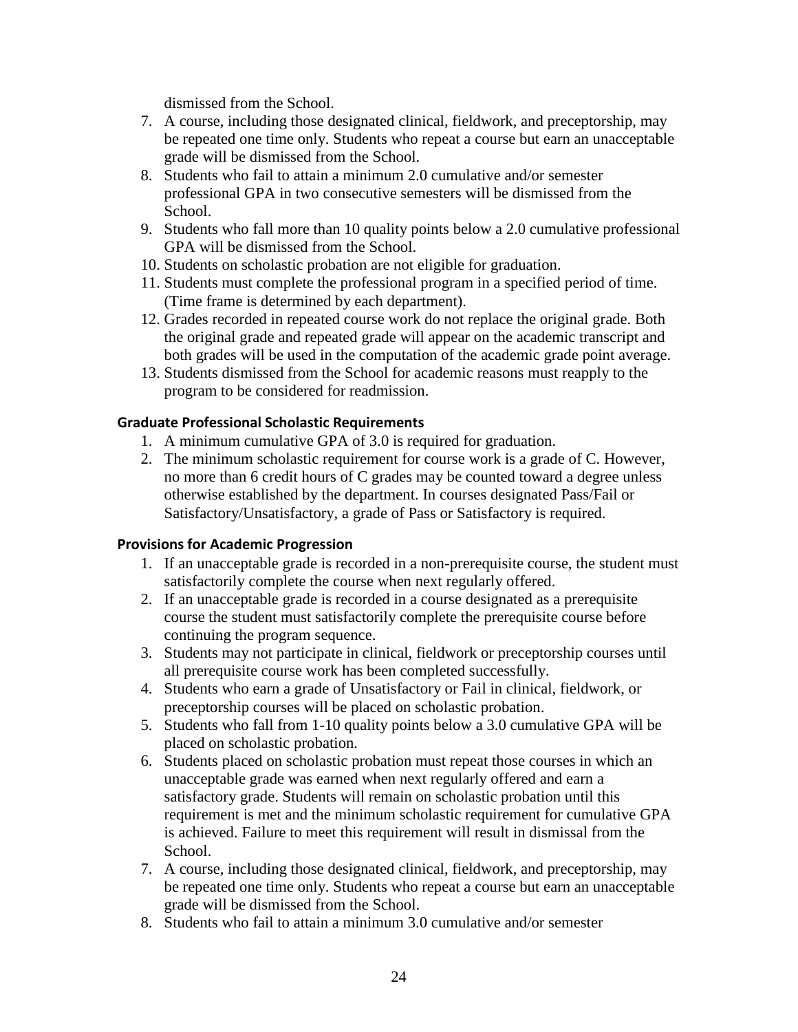dismissed from the School.

7. A course, including those designated clinical, fieldwork, and preceptorship, may be repeated one time only. Students who repeat a course but earn an unacceptable grade will be dismissed from the School.
8. Students who fail to attain a minimum 2.0 cumulative and/or semester professional GPA in two consecutive semesters will be dismissed from the School.
9. Students who fall more than 10 quality points below a 2.0 cumulative professional GPA will be dismissed from the School.
10. Students on scholastic probation are not eligible for graduation.
11. Students must complete the professional program in a specified period of time. (Time frame is determined by each department).
12. Grades recorded in repeated course work do not replace the original grade. Both the original grade and repeated grade will appear on the academic transcript and both grades will be used in the computation of the academic grade point average.
13. Students dismissed from the School for academic reasons must reapply to the program to be considered for readmission.

#### Graduate Professional Scholastic Requirements

1. A minimum cumulative GPA of 3.0 is required for graduation.
2. The minimum scholastic requirement for course work is a grade of C. However, no more than 6 credit hours of C grades may be counted toward a degree unless otherwise established by the department. In courses designated Pass/Fail or Satisfactory/Unsatisfactory, a grade of Pass or Satisfactory is required.

#### Provisions for Academic Progression

1. If an unacceptable grade is recorded in a non-prerequisite course, the student must satisfactorily complete the course when next regularly offered.
2. If an unacceptable grade is recorded in a course designated as a prerequisite course the student must satisfactorily complete the prerequisite course before continuing the program sequence.
3. Students may not participate in clinical, fieldwork or preceptorship courses until all prerequisite course work has been completed successfully.
4. Students who earn a grade of Unsatisfactory or Fail in clinical, fieldwork, or preceptorship courses will be placed on scholastic probation.
5. Students who fall from 1-10 quality points below a 3.0 cumulative GPA will be placed on scholastic probation.
6. Students placed on scholastic probation must repeat those courses in which an unacceptable grade was earned when next regularly offered and earn a satisfactory grade. Students will remain on scholastic probation until this requirement is met and the minimum scholastic requirement for cumulative GPA is achieved. Failure to meet this requirement will result in dismissal from the School.
7. A course, including those designated clinical, fieldwork, and preceptorship, may be repeated one time only. Students who repeat a course but earn an unacceptable grade will be dismissed from the School.
8. Students who fail to attain a minimum 3.0 cumulative and/or semester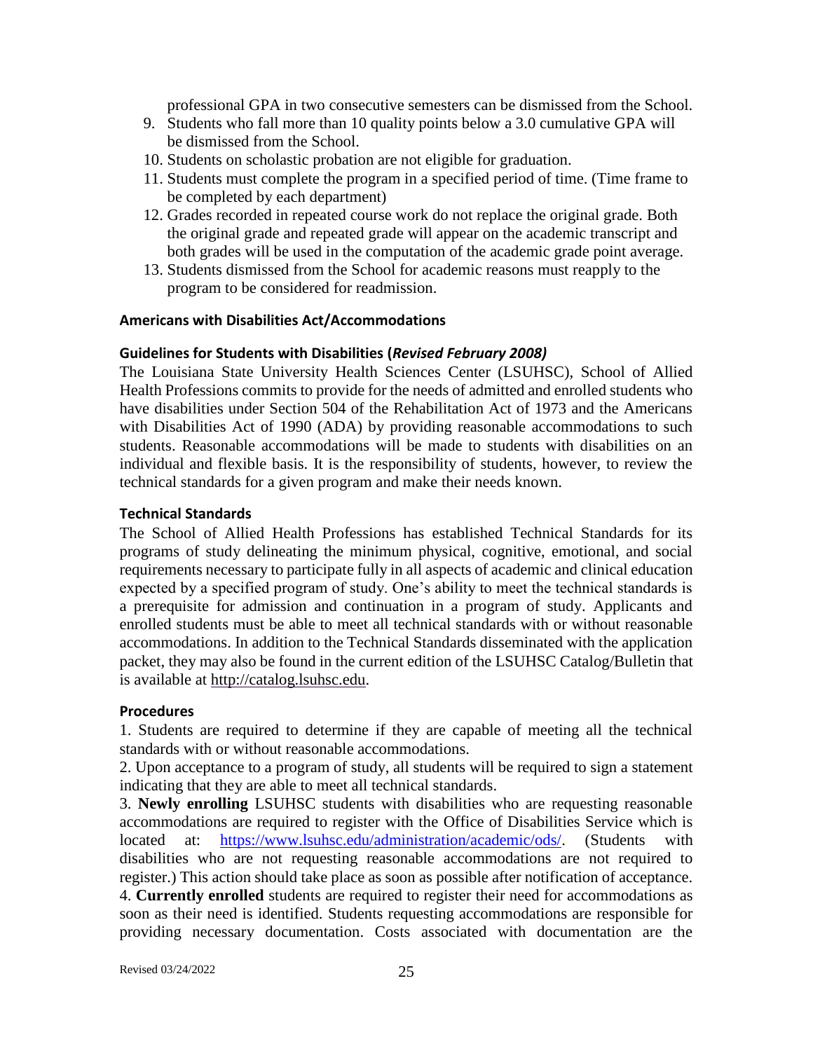professional GPA in two consecutive semesters can be dismissed from the School.

9. Students who fall more than 10 quality points below a 3.0 cumulative GPA will be dismissed from the School.
10. Students on scholastic probation are not eligible for graduation.
11. Students must complete the program in a specified period of time. (Time frame to be completed by each department)
12. Grades recorded in repeated course work do not replace the original grade. Both the original grade and repeated grade will appear on the academic transcript and both grades will be used in the computation of the academic grade point average.
13. Students dismissed from the School for academic reasons must reapply to the program to be considered for readmission.

### Americans with Disabilities Act/Accommodations

### Guidelines for Students with Disabilities (*Revised February 2008)*

The Louisiana State University Health Sciences Center (LSUHSC), School of Allied Health Professions commits to provide for the needs of admitted and enrolled students who have disabilities under Section 504 of the Rehabilitation Act of 1973 and the Americans with Disabilities Act of 1990 (ADA) by providing reasonable accommodations to such students. Reasonable accommodations will be made to students with disabilities on an individual and flexible basis. It is the responsibility of students, however, to review the technical standards for a given program and make their needs known.

### Technical Standards

The School of Allied Health Professions has established Technical Standards for its programs of study delineating the minimum physical, cognitive, emotional, and social requirements necessary to participate fully in all aspects of academic and clinical education expected by a specified program of study. One's ability to meet the technical standards is a prerequisite for admission and continuation in a program of study. Applicants and enrolled students must be able to meet all technical standards with or without reasonable accommodations. In addition to the Technical Standards disseminated with the application packet, they may also be found in the current edition of the LSUHSC Catalog/Bulletin that is available at http://catalog.lsuhsc.edu.

### Procedures

1. Students are required to determine if they are capable of meeting all the technical standards with or without reasonable accommodations.

2. Upon acceptance to a program of study, all students will be required to sign a statement indicating that they are able to meet all technical standards.

3. **Newly enrolling** LSUHSC students with disabilities who are requesting reasonable accommodations are required to register with the Office of Disabilities Service which is located at: https://www.lsuhsc.edu/administration/academic/ods/. (Students with disabilities who are not requesting reasonable accommodations are not required to register.) This action should take place as soon as possible after notification of acceptance.

4. **Currently enrolled** students are required to register their need for accommodations as soon as their need is identified. Students requesting accommodations are responsible for providing necessary documentation. Costs associated with documentation are the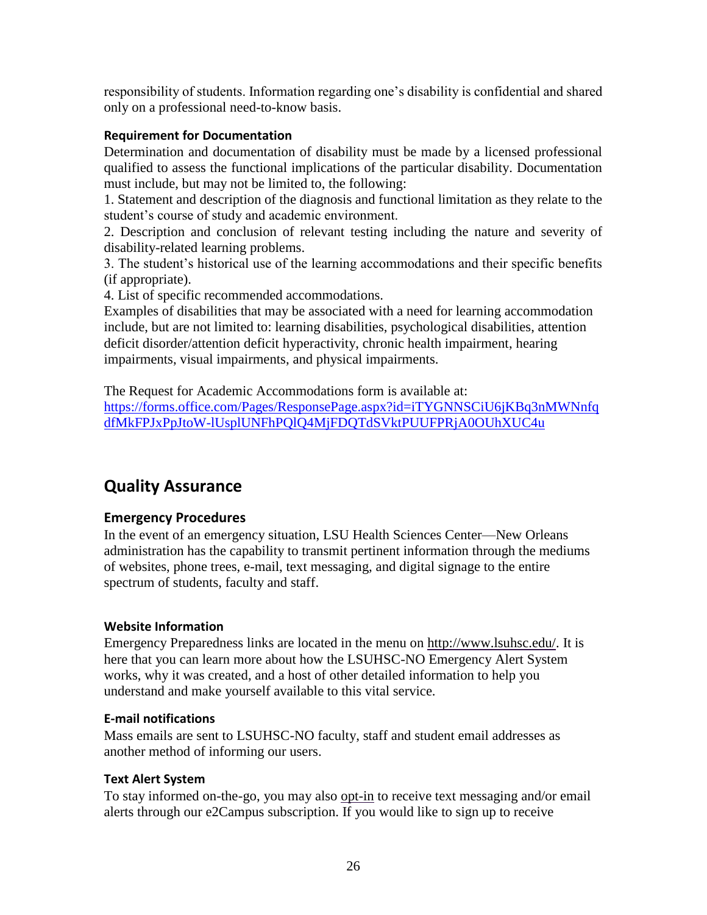responsibility of students. Information regarding one's disability is confidential and shared only on a professional need-to-know basis.

#### Requirement for Documentation

Determination and documentation of disability must be made by a licensed professional qualified to assess the functional implications of the particular disability. Documentation must include, but may not be limited to, the following:

1. Statement and description of the diagnosis and functional limitation as they relate to the student's course of study and academic environment.
2. Description and conclusion of relevant testing including the nature and severity of disability-related learning problems.
3. The student's historical use of the learning accommodations and their specific benefits (if appropriate).
4. List of specific recommended accommodations.

Examples of disabilities that may be associated with a need for learning accommodation include, but are not limited to: learning disabilities, psychological disabilities, attention deficit disorder/attention deficit hyperactivity, chronic health impairment, hearing impairments, visual impairments, and physical impairments.

The Request for Academic Accommodations form is available at:
https://forms.office.com/Pages/ResponsePage.aspx?id=iTYGNNSCiU6jKBq3nMWNnfqdfMkFPJxPpJtoW-lUsplUNFhPQlQ4MjFDQTdSVktPUUFPRjA0OUhXUC4u

## Quality Assurance

### Emergency Procedures

In the event of an emergency situation, LSU Health Sciences Center—New Orleans administration has the capability to transmit pertinent information through the mediums of websites, phone trees, e-mail, text messaging, and digital signage to the entire spectrum of students, faculty and staff.

#### Website Information

Emergency Preparedness links are located in the menu on http://www.lsuhsc.edu/. It is here that you can learn more about how the LSUHSC-NO Emergency Alert System works, why it was created, and a host of other detailed information to help you understand and make yourself available to this vital service.

#### E-mail notifications

Mass emails are sent to LSUHSC-NO faculty, staff and student email addresses as another method of informing our users.

#### Text Alert System

To stay informed on-the-go, you may also opt-in to receive text messaging and/or email alerts through our e2Campus subscription. If you would like to sign up to receive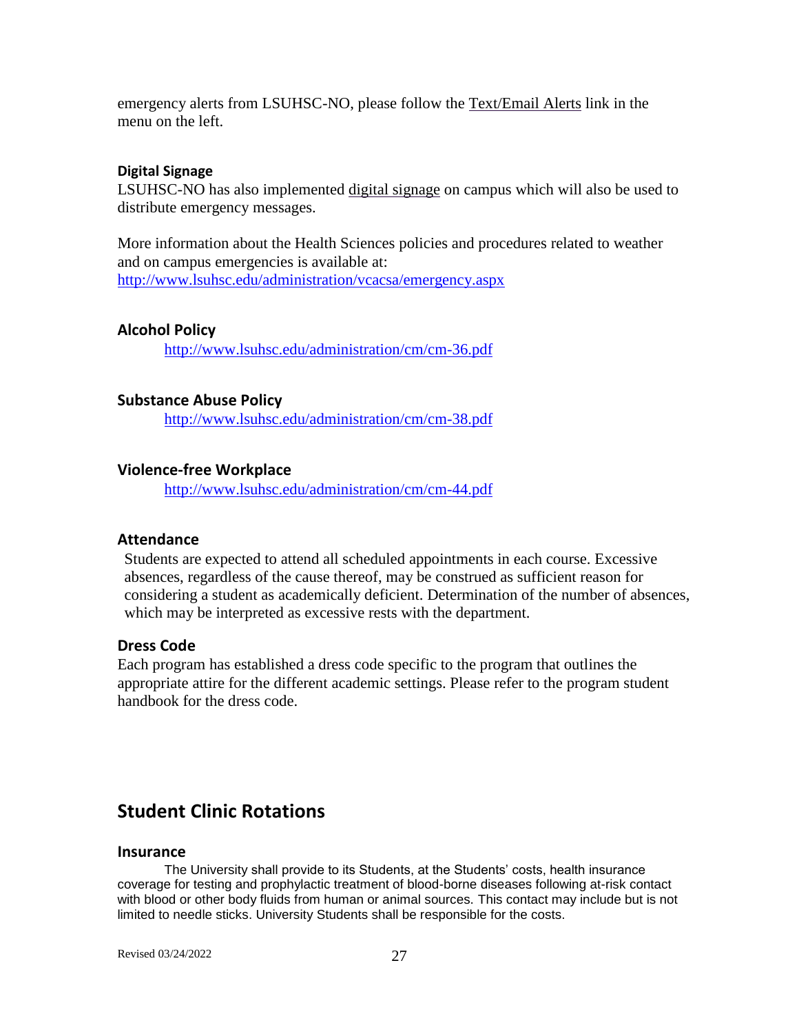emergency alerts from LSUHSC-NO, please follow the Text/Email Alerts link in the menu on the left.

#### Digital Signage

LSUHSC-NO has also implemented digital signage on campus which will also be used to distribute emergency messages.

More information about the Health Sciences policies and procedures related to weather and on campus emergencies is available at:
http://www.lsuhsc.edu/administration/vcacsa/emergency.aspx

### Alcohol Policy

http://www.lsuhsc.edu/administration/cm/cm-36.pdf

### Substance Abuse Policy

http://www.lsuhsc.edu/administration/cm/cm-38.pdf

### Violence-free Workplace

http://www.lsuhsc.edu/administration/cm/cm-44.pdf

### Attendance

Students are expected to attend all scheduled appointments in each course. Excessive absences, regardless of the cause thereof, may be construed as sufficient reason for considering a student as academically deficient. Determination of the number of absences, which may be interpreted as excessive rests with the department.

### Dress Code

Each program has established a dress code specific to the program that outlines the appropriate attire for the different academic settings. Please refer to the program student handbook for the dress code.

## Student Clinic Rotations

### Insurance

The University shall provide to its Students, at the Students' costs, health insurance coverage for testing and prophylactic treatment of blood-borne diseases following at-risk contact with blood or other body fluids from human or animal sources. This contact may include but is not limited to needle sticks. University Students shall be responsible for the costs.

Revised 03/24/2022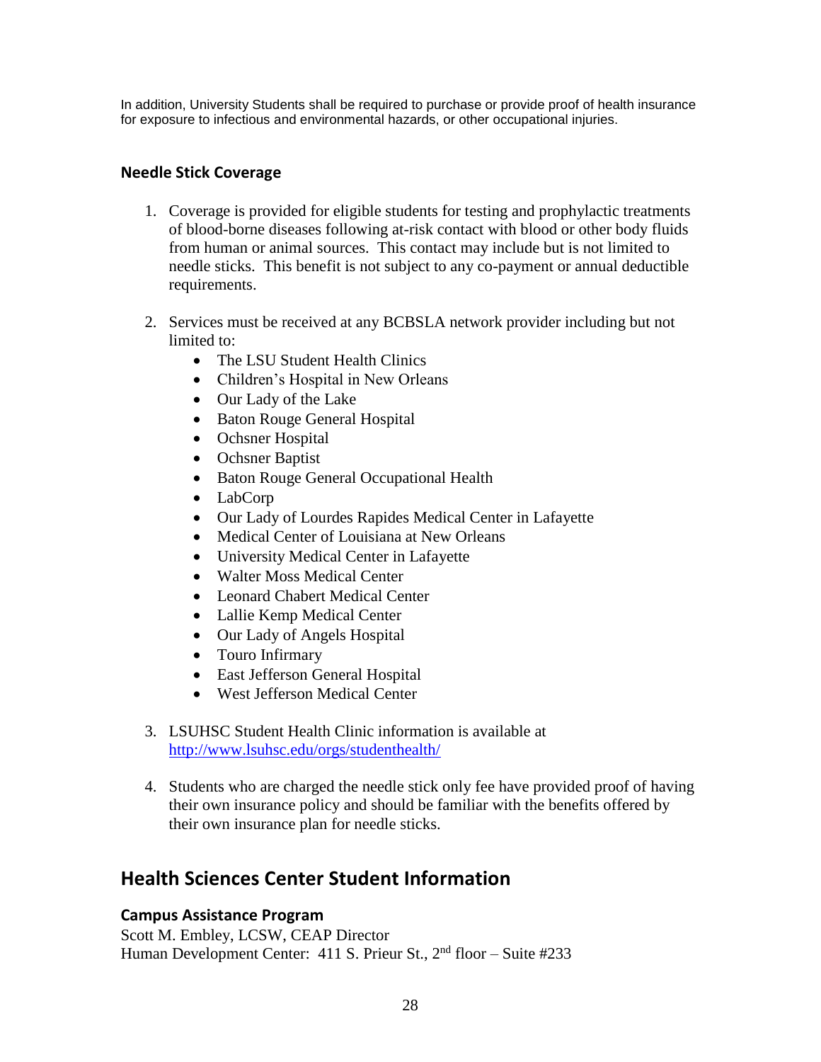In addition, University Students shall be required to purchase or provide proof of health insurance for exposure to infectious and environmental hazards, or other occupational injuries.

### Needle Stick Coverage

1. Coverage is provided for eligible students for testing and prophylactic treatments of blood-borne diseases following at-risk contact with blood or other body fluids from human or animal sources. This contact may include but is not limited to needle sticks. This benefit is not subject to any co-payment or annual deductible requirements.

2. Services must be received at any BCBSLA network provider including but not limited to:
   - The LSU Student Health Clinics
   - Children's Hospital in New Orleans
   - Our Lady of the Lake
   - Baton Rouge General Hospital
   - Ochsner Hospital
   - Ochsner Baptist
   - Baton Rouge General Occupational Health
   - LabCorp
   - Our Lady of Lourdes Rapides Medical Center in Lafayette
   - Medical Center of Louisiana at New Orleans
   - University Medical Center in Lafayette
   - Walter Moss Medical Center
   - Leonard Chabert Medical Center
   - Lallie Kemp Medical Center
   - Our Lady of Angels Hospital
   - Touro Infirmary
   - East Jefferson General Hospital
   - West Jefferson Medical Center

3. LSUHSC Student Health Clinic information is available at http://www.lsuhsc.edu/orgs/studenthealth/

4. Students who are charged the needle stick only fee have provided proof of having their own insurance policy and should be familiar with the benefits offered by their own insurance plan for needle sticks.

## Health Sciences Center Student Information

### Campus Assistance Program

Scott M. Embley, LCSW, CEAP Director
Human Development Center: 411 S. Prieur St., 2nd floor – Suite #233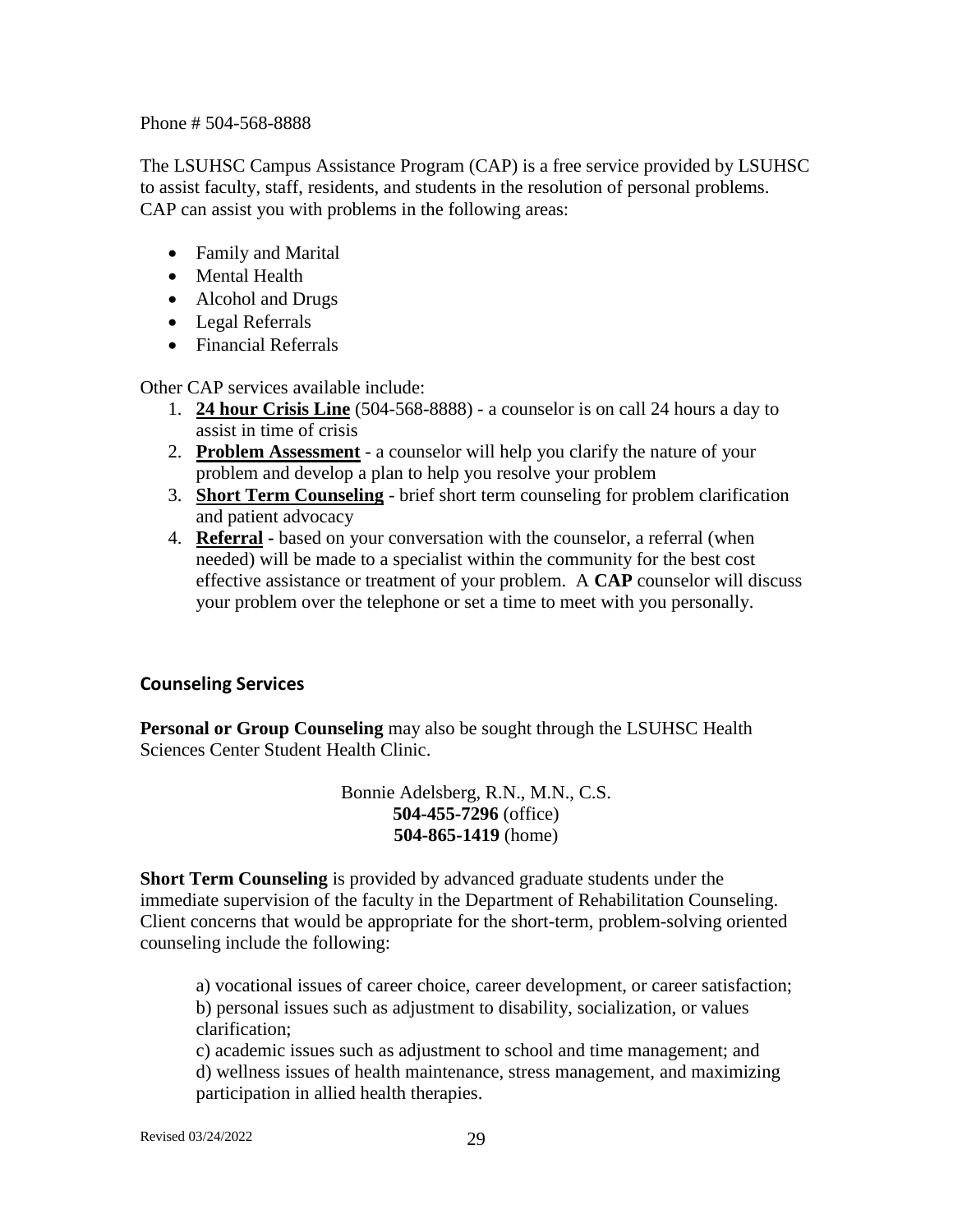Phone # 504-568-8888

The LSUHSC Campus Assistance Program (CAP) is a free service provided by LSUHSC to assist faculty, staff, residents, and students in the resolution of personal problems. CAP can assist you with problems in the following areas:

- Family and Marital
- Mental Health
- Alcohol and Drugs
- Legal Referrals
- Financial Referrals

Other CAP services available include:

1. **24 hour Crisis Line** (504-568-8888) - a counselor is on call 24 hours a day to assist in time of crisis
2. **Problem Assessment** - a counselor will help you clarify the nature of your problem and develop a plan to help you resolve your problem
3. **Short Term Counseling** - brief short term counseling for problem clarification and patient advocacy
4. **Referral** - based on your conversation with the counselor, a referral (when needed) will be made to a specialist within the community for the best cost effective assistance or treatment of your problem. A **CAP** counselor will discuss your problem over the telephone or set a time to meet with you personally.

## Counseling Services

**Personal or Group Counseling** may also be sought through the LSUHSC Health Sciences Center Student Health Clinic.

Bonnie Adelsberg, R.N., M.N., C.S.
**504-455-7296** (office)
**504-865-1419** (home)

**Short Term Counseling** is provided by advanced graduate students under the immediate supervision of the faculty in the Department of Rehabilitation Counseling. Client concerns that would be appropriate for the short-term, problem-solving oriented counseling include the following:

a) vocational issues of career choice, career development, or career satisfaction;
b) personal issues such as adjustment to disability, socialization, or values clarification;
c) academic issues such as adjustment to school and time management; and
d) wellness issues of health maintenance, stress management, and maximizing participation in allied health therapies.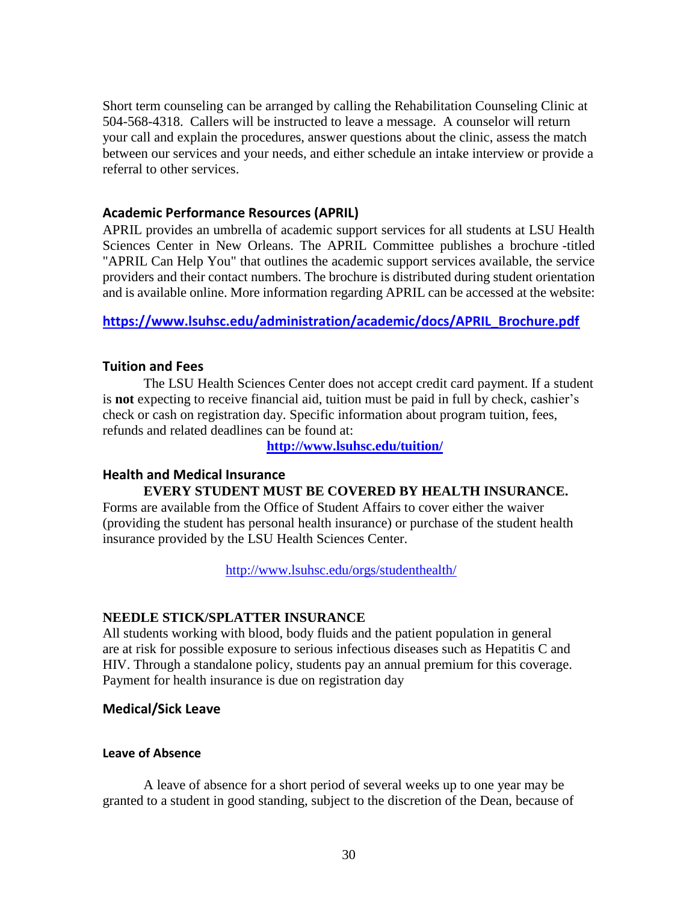Short term counseling can be arranged by calling the Rehabilitation Counseling Clinic at 504-568-4318. Callers will be instructed to leave a message. A counselor will return your call and explain the procedures, answer questions about the clinic, assess the match between our services and your needs, and either schedule an intake interview or provide a referral to other services.

### Academic Performance Resources (APRIL)

APRIL provides an umbrella of academic support services for all students at LSU Health Sciences Center in New Orleans. The APRIL Committee publishes a brochure -titled "APRIL Can Help You" that outlines the academic support services available, the service providers and their contact numbers. The brochure is distributed during student orientation and is available online. More information regarding APRIL can be accessed at the website:

**https://www.lsuhsc.edu/administration/academic/docs/APRIL_Brochure.pdf**

### Tuition and Fees

The LSU Health Sciences Center does not accept credit card payment. If a student is **not** expecting to receive financial aid, tuition must be paid in full by check, cashier's check or cash on registration day. Specific information about program tuition, fees, refunds and related deadlines can be found at:

**http://www.lsuhsc.edu/tuition/**

### Health and Medical Insurance

**EVERY STUDENT MUST BE COVERED BY HEALTH INSURANCE.**

Forms are available from the Office of Student Affairs to cover either the waiver (providing the student has personal health insurance) or purchase of the student health insurance provided by the LSU Health Sciences Center.

http://www.lsuhsc.edu/orgs/studenthealth/

### NEEDLE STICK/SPLATTER INSURANCE

All students working with blood, body fluids and the patient population in general are at risk for possible exposure to serious infectious diseases such as Hepatitis C and HIV. Through a standalone policy, students pay an annual premium for this coverage. Payment for health insurance is due on registration day

### Medical/Sick Leave

#### Leave of Absence

A leave of absence for a short period of several weeks up to one year may be granted to a student in good standing, subject to the discretion of the Dean, because of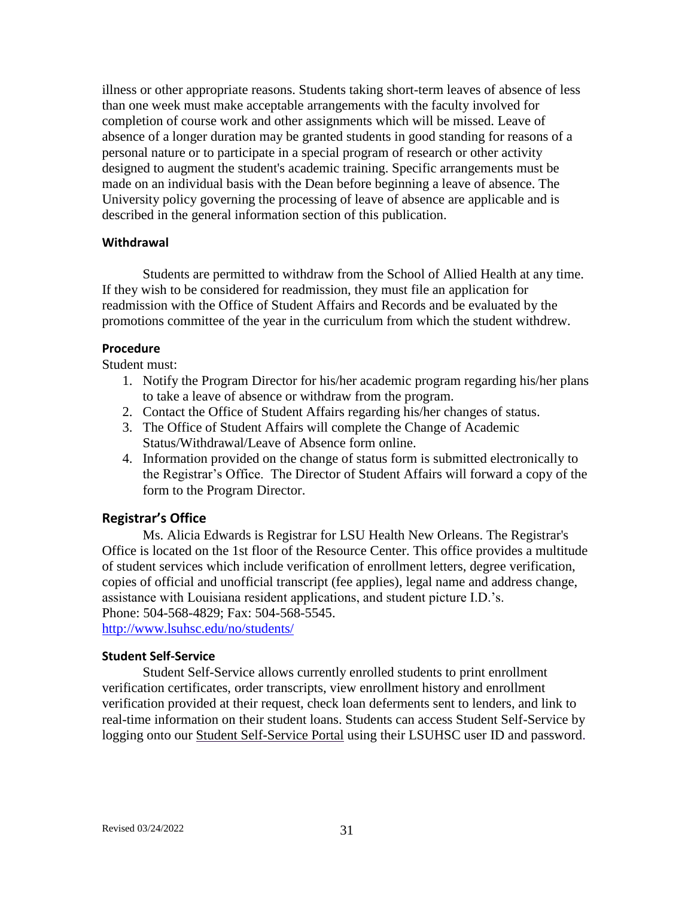illness or other appropriate reasons. Students taking short-term leaves of absence of less than one week must make acceptable arrangements with the faculty involved for completion of course work and other assignments which will be missed. Leave of absence of a longer duration may be granted students in good standing for reasons of a personal nature or to participate in a special program of research or other activity designed to augment the student's academic training. Specific arrangements must be made on an individual basis with the Dean before beginning a leave of absence. The University policy governing the processing of leave of absence are applicable and is described in the general information section of this publication.

### Withdrawal

Students are permitted to withdraw from the School of Allied Health at any time. If they wish to be considered for readmission, they must file an application for readmission with the Office of Student Affairs and Records and be evaluated by the promotions committee of the year in the curriculum from which the student withdrew.

### Procedure

Student must:

1. Notify the Program Director for his/her academic program regarding his/her plans to take a leave of absence or withdraw from the program.
2. Contact the Office of Student Affairs regarding his/her changes of status.
3. The Office of Student Affairs will complete the Change of Academic Status/Withdrawal/Leave of Absence form online.
4. Information provided on the change of status form is submitted electronically to the Registrar's Office. The Director of Student Affairs will forward a copy of the form to the Program Director.

## Registrar's Office

Ms. Alicia Edwards is Registrar for LSU Health New Orleans. The Registrar's Office is located on the 1st floor of the Resource Center. This office provides a multitude of student services which include verification of enrollment letters, degree verification, copies of official and unofficial transcript (fee applies), legal name and address change, assistance with Louisiana resident applications, and student picture I.D.'s.
Phone: 504-568-4829; Fax: 504-568-5545.
http://www.lsuhsc.edu/no/students/

### Student Self-Service

Student Self-Service allows currently enrolled students to print enrollment verification certificates, order transcripts, view enrollment history and enrollment verification provided at their request, check loan deferments sent to lenders, and link to real-time information on their student loans. Students can access Student Self-Service by logging onto our Student Self-Service Portal using their LSUHSC user ID and password.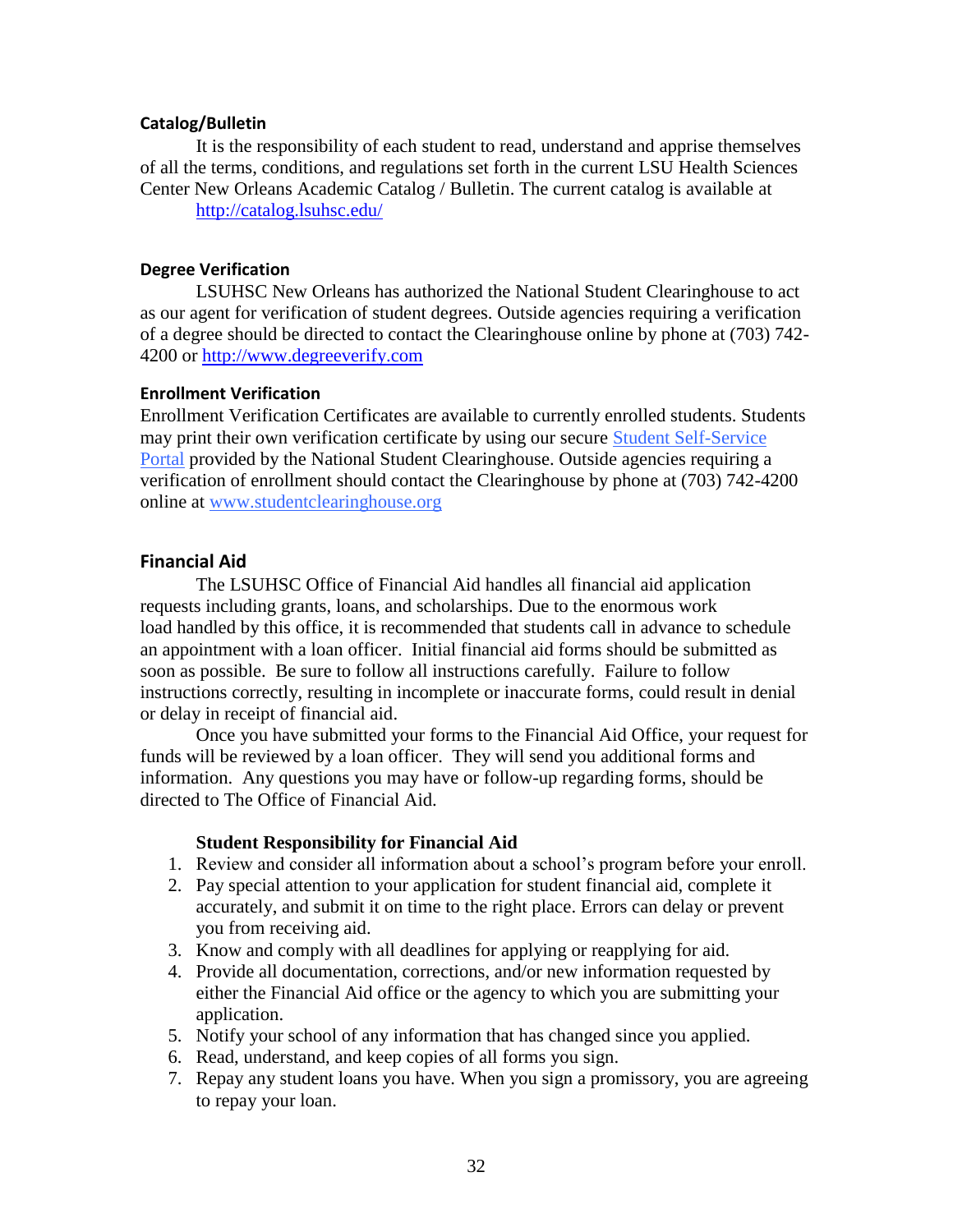### Catalog/Bulletin

It is the responsibility of each student to read, understand and apprise themselves of all the terms, conditions, and regulations set forth in the current LSU Health Sciences Center New Orleans Academic Catalog / Bulletin. The current catalog is available at http://catalog.lsuhsc.edu/

### Degree Verification

LSUHSC New Orleans has authorized the National Student Clearinghouse to act as our agent for verification of student degrees. Outside agencies requiring a verification of a degree should be directed to contact the Clearinghouse online by phone at (703) 742-4200 or http://www.degreeverify.com

### Enrollment Verification

Enrollment Verification Certificates are available to currently enrolled students. Students may print their own verification certificate by using our secure Student Self-Service Portal provided by the National Student Clearinghouse. Outside agencies requiring a verification of enrollment should contact the Clearinghouse by phone at (703) 742-4200 online at www.studentclearinghouse.org

## Financial Aid

The LSUHSC Office of Financial Aid handles all financial aid application requests including grants, loans, and scholarships. Due to the enormous work load handled by this office, it is recommended that students call in advance to schedule an appointment with a loan officer. Initial financial aid forms should be submitted as soon as possible. Be sure to follow all instructions carefully. Failure to follow instructions correctly, resulting in incomplete or inaccurate forms, could result in denial or delay in receipt of financial aid.

Once you have submitted your forms to the Financial Aid Office, your request for funds will be reviewed by a loan officer. They will send you additional forms and information. Any questions you may have or follow-up regarding forms, should be directed to The Office of Financial Aid.

**Student Responsibility for Financial Aid**

1. Review and consider all information about a school's program before your enroll.
2. Pay special attention to your application for student financial aid, complete it accurately, and submit it on time to the right place. Errors can delay or prevent you from receiving aid.
3. Know and comply with all deadlines for applying or reapplying for aid.
4. Provide all documentation, corrections, and/or new information requested by either the Financial Aid office or the agency to which you are submitting your application.
5. Notify your school of any information that has changed since you applied.
6. Read, understand, and keep copies of all forms you sign.
7. Repay any student loans you have. When you sign a promissory, you are agreeing to repay your loan.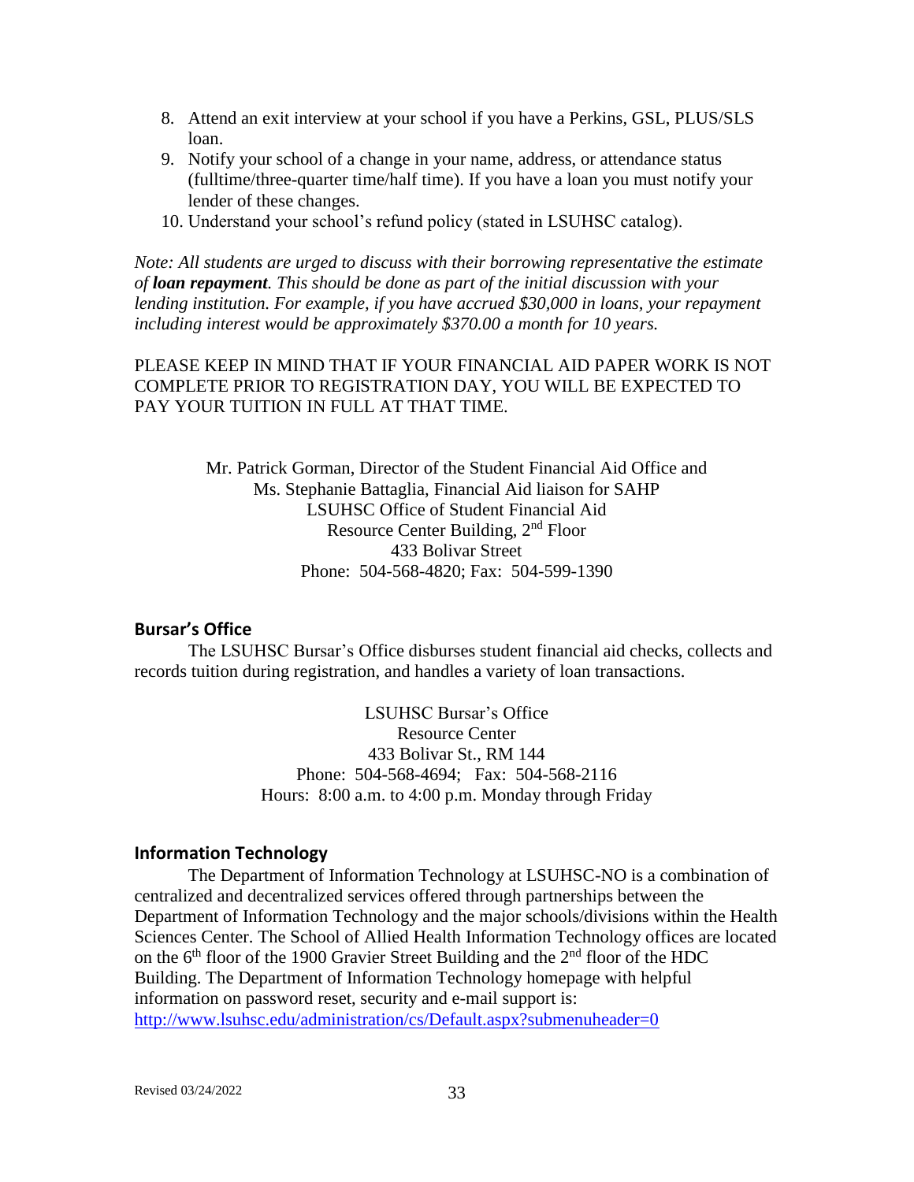8. Attend an exit interview at your school if you have a Perkins, GSL, PLUS/SLS loan.
9. Notify your school of a change in your name, address, or attendance status (fulltime/three-quarter time/half time). If you have a loan you must notify your lender of these changes.
10. Understand your school's refund policy (stated in LSUHSC catalog).

*Note: All students are urged to discuss with their borrowing representative the estimate of* ***loan repayment****. This should be done as part of the initial discussion with your lending institution. For example, if you have accrued $30,000 in loans, your repayment including interest would be approximately $370.00 a month for 10 years.*

PLEASE KEEP IN MIND THAT IF YOUR FINANCIAL AID PAPER WORK IS NOT COMPLETE PRIOR TO REGISTRATION DAY, YOU WILL BE EXPECTED TO PAY YOUR TUITION IN FULL AT THAT TIME.

Mr. Patrick Gorman, Director of the Student Financial Aid Office and
Ms. Stephanie Battaglia, Financial Aid liaison for SAHP
LSUHSC Office of Student Financial Aid
Resource Center Building, 2nd Floor
433 Bolivar Street
Phone: 504-568-4820; Fax: 504-599-1390

## Bursar's Office

The LSUHSC Bursar's Office disburses student financial aid checks, collects and records tuition during registration, and handles a variety of loan transactions.

LSUHSC Bursar's Office
Resource Center
433 Bolivar St., RM 144
Phone: 504-568-4694; Fax: 504-568-2116
Hours: 8:00 a.m. to 4:00 p.m. Monday through Friday

## Information Technology

The Department of Information Technology at LSUHSC-NO is a combination of centralized and decentralized services offered through partnerships between the Department of Information Technology and the major schools/divisions within the Health Sciences Center. The School of Allied Health Information Technology offices are located on the 6th floor of the 1900 Gravier Street Building and the 2nd floor of the HDC Building. The Department of Information Technology homepage with helpful information on password reset, security and e-mail support is: http://www.lsuhsc.edu/administration/cs/Default.aspx?submenuheader=0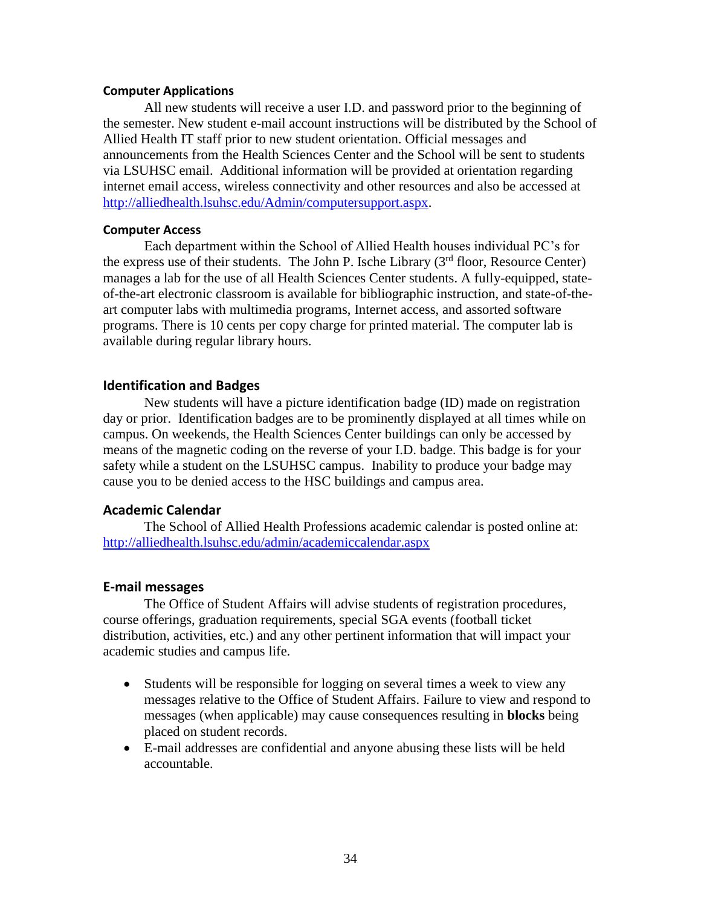#### Computer Applications

All new students will receive a user I.D. and password prior to the beginning of the semester. New student e-mail account instructions will be distributed by the School of Allied Health IT staff prior to new student orientation. Official messages and announcements from the Health Sciences Center and the School will be sent to students via LSUHSC email. Additional information will be provided at orientation regarding internet email access, wireless connectivity and other resources and also be accessed at http://alliedhealth.lsuhsc.edu/Admin/computersupport.aspx.

#### Computer Access

Each department within the School of Allied Health houses individual PC's for the express use of their students. The John P. Ische Library (3rd floor, Resource Center) manages a lab for the use of all Health Sciences Center students. A fully-equipped, state-of-the-art electronic classroom is available for bibliographic instruction, and state-of-the-art computer labs with multimedia programs, Internet access, and assorted software programs. There is 10 cents per copy charge for printed material. The computer lab is available during regular library hours.

### Identification and Badges

New students will have a picture identification badge (ID) made on registration day or prior. Identification badges are to be prominently displayed at all times while on campus. On weekends, the Health Sciences Center buildings can only be accessed by means of the magnetic coding on the reverse of your I.D. badge. This badge is for your safety while a student on the LSUHSC campus. Inability to produce your badge may cause you to be denied access to the HSC buildings and campus area.

### Academic Calendar

The School of Allied Health Professions academic calendar is posted online at: http://alliedhealth.lsuhsc.edu/admin/academiccalendar.aspx

### E-mail messages

The Office of Student Affairs will advise students of registration procedures, course offerings, graduation requirements, special SGA events (football ticket distribution, activities, etc.) and any other pertinent information that will impact your academic studies and campus life.

- Students will be responsible for logging on several times a week to view any messages relative to the Office of Student Affairs. Failure to view and respond to messages (when applicable) may cause consequences resulting in **blocks** being placed on student records.
- E-mail addresses are confidential and anyone abusing these lists will be held accountable.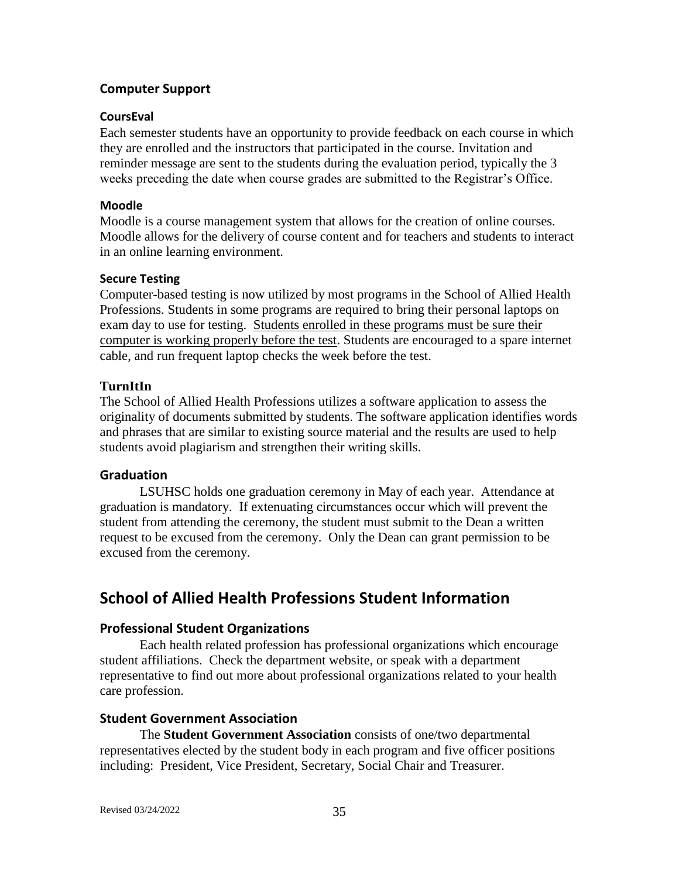## Computer Support

### CoursEval

Each semester students have an opportunity to provide feedback on each course in which they are enrolled and the instructors that participated in the course. Invitation and reminder message are sent to the students during the evaluation period, typically the 3 weeks preceding the date when course grades are submitted to the Registrar's Office.

### Moodle

Moodle is a course management system that allows for the creation of online courses. Moodle allows for the delivery of course content and for teachers and students to interact in an online learning environment.

### Secure Testing

Computer-based testing is now utilized by most programs in the School of Allied Health Professions. Students in some programs are required to bring their personal laptops on exam day to use for testing. <u>Students enrolled in these programs must be sure their computer is working properly before the test</u>. Students are encouraged to a spare internet cable, and run frequent laptop checks the week before the test.

### TurnItIn

The School of Allied Health Professions utilizes a software application to assess the originality of documents submitted by students. The software application identifies words and phrases that are similar to existing source material and the results are used to help students avoid plagiarism and strengthen their writing skills.

## Graduation

LSUHSC holds one graduation ceremony in May of each year. Attendance at graduation is mandatory. If extenuating circumstances occur which will prevent the student from attending the ceremony, the student must submit to the Dean a written request to be excused from the ceremony. Only the Dean can grant permission to be excused from the ceremony.

# School of Allied Health Professions Student Information

## Professional Student Organizations

Each health related profession has professional organizations which encourage student affiliations. Check the department website, or speak with a department representative to find out more about professional organizations related to your health care profession.

## Student Government Association

The **Student Government Association** consists of one/two departmental representatives elected by the student body in each program and five officer positions including: President, Vice President, Secretary, Social Chair and Treasurer.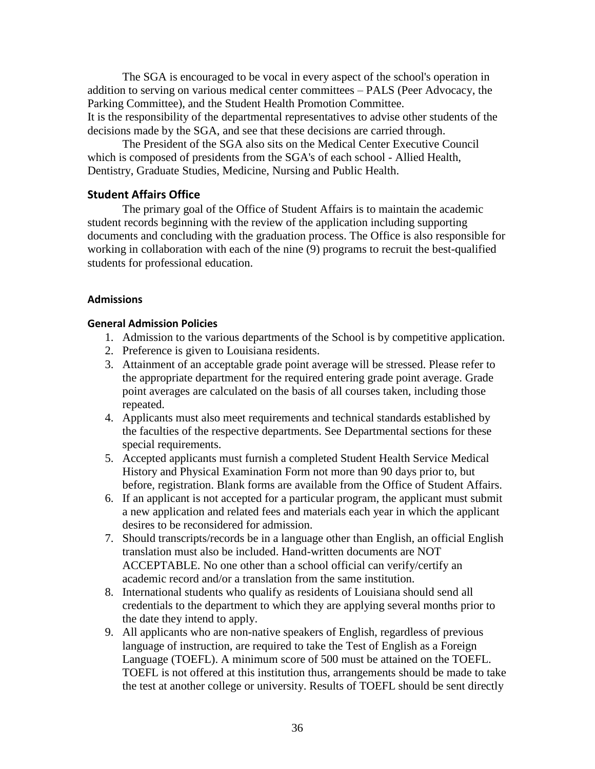The SGA is encouraged to be vocal in every aspect of the school's operation in addition to serving on various medical center committees – PALS (Peer Advocacy, the Parking Committee), and the Student Health Promotion Committee.
It is the responsibility of the departmental representatives to advise other students of the decisions made by the SGA, and see that these decisions are carried through.

The President of the SGA also sits on the Medical Center Executive Council which is composed of presidents from the SGA's of each school - Allied Health, Dentistry, Graduate Studies, Medicine, Nursing and Public Health.

## Student Affairs Office

The primary goal of the Office of Student Affairs is to maintain the academic student records beginning with the review of the application including supporting documents and concluding with the graduation process. The Office is also responsible for working in collaboration with each of the nine (9) programs to recruit the best-qualified students for professional education.

### Admissions

#### General Admission Policies

1. Admission to the various departments of the School is by competitive application.
2. Preference is given to Louisiana residents.
3. Attainment of an acceptable grade point average will be stressed. Please refer to the appropriate department for the required entering grade point average. Grade point averages are calculated on the basis of all courses taken, including those repeated.
4. Applicants must also meet requirements and technical standards established by the faculties of the respective departments. See Departmental sections for these special requirements.
5. Accepted applicants must furnish a completed Student Health Service Medical History and Physical Examination Form not more than 90 days prior to, but before, registration. Blank forms are available from the Office of Student Affairs.
6. If an applicant is not accepted for a particular program, the applicant must submit a new application and related fees and materials each year in which the applicant desires to be reconsidered for admission.
7. Should transcripts/records be in a language other than English, an official English translation must also be included. Hand-written documents are NOT ACCEPTABLE. No one other than a school official can verify/certify an academic record and/or a translation from the same institution.
8. International students who qualify as residents of Louisiana should send all credentials to the department to which they are applying several months prior to the date they intend to apply.
9. All applicants who are non-native speakers of English, regardless of previous language of instruction, are required to take the Test of English as a Foreign Language (TOEFL). A minimum score of 500 must be attained on the TOEFL. TOEFL is not offered at this institution thus, arrangements should be made to take the test at another college or university. Results of TOEFL should be sent directly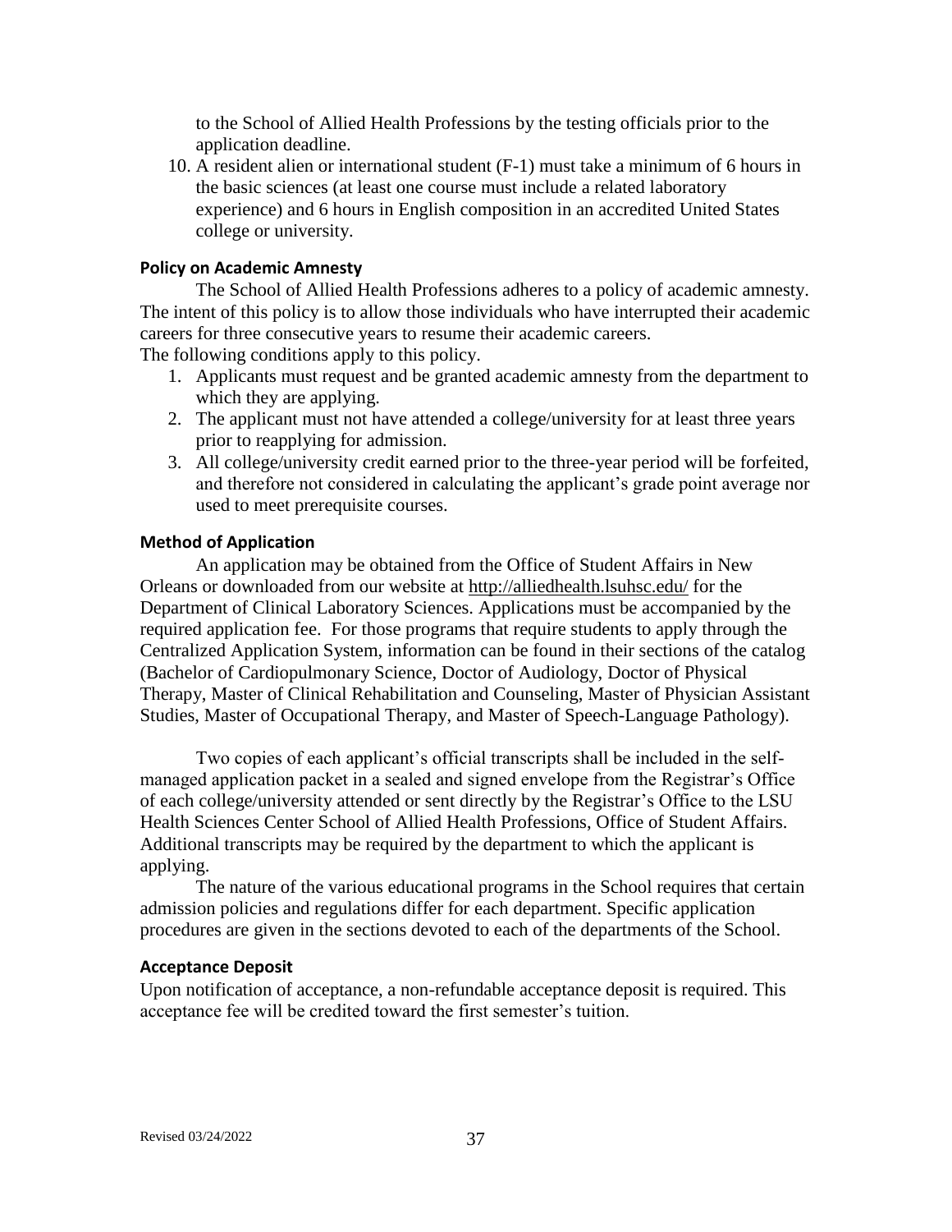to the School of Allied Health Professions by the testing officials prior to the application deadline.

10. A resident alien or international student (F-1) must take a minimum of 6 hours in the basic sciences (at least one course must include a related laboratory experience) and 6 hours in English composition in an accredited United States college or university.

### Policy on Academic Amnesty

The School of Allied Health Professions adheres to a policy of academic amnesty. The intent of this policy is to allow those individuals who have interrupted their academic careers for three consecutive years to resume their academic careers.
The following conditions apply to this policy.

1. Applicants must request and be granted academic amnesty from the department to which they are applying.
2. The applicant must not have attended a college/university for at least three years prior to reapplying for admission.
3. All college/university credit earned prior to the three-year period will be forfeited, and therefore not considered in calculating the applicant's grade point average nor used to meet prerequisite courses.

### Method of Application

An application may be obtained from the Office of Student Affairs in New Orleans or downloaded from our website at http://alliedhealth.lsuhsc.edu/ for the Department of Clinical Laboratory Sciences. Applications must be accompanied by the required application fee. For those programs that require students to apply through the Centralized Application System, information can be found in their sections of the catalog (Bachelor of Cardiopulmonary Science, Doctor of Audiology, Doctor of Physical Therapy, Master of Clinical Rehabilitation and Counseling, Master of Physician Assistant Studies, Master of Occupational Therapy, and Master of Speech-Language Pathology).

Two copies of each applicant's official transcripts shall be included in the self-managed application packet in a sealed and signed envelope from the Registrar's Office of each college/university attended or sent directly by the Registrar's Office to the LSU Health Sciences Center School of Allied Health Professions, Office of Student Affairs. Additional transcripts may be required by the department to which the applicant is applying.

The nature of the various educational programs in the School requires that certain admission policies and regulations differ for each department. Specific application procedures are given in the sections devoted to each of the departments of the School.

### Acceptance Deposit

Upon notification of acceptance, a non-refundable acceptance deposit is required. This acceptance fee will be credited toward the first semester's tuition.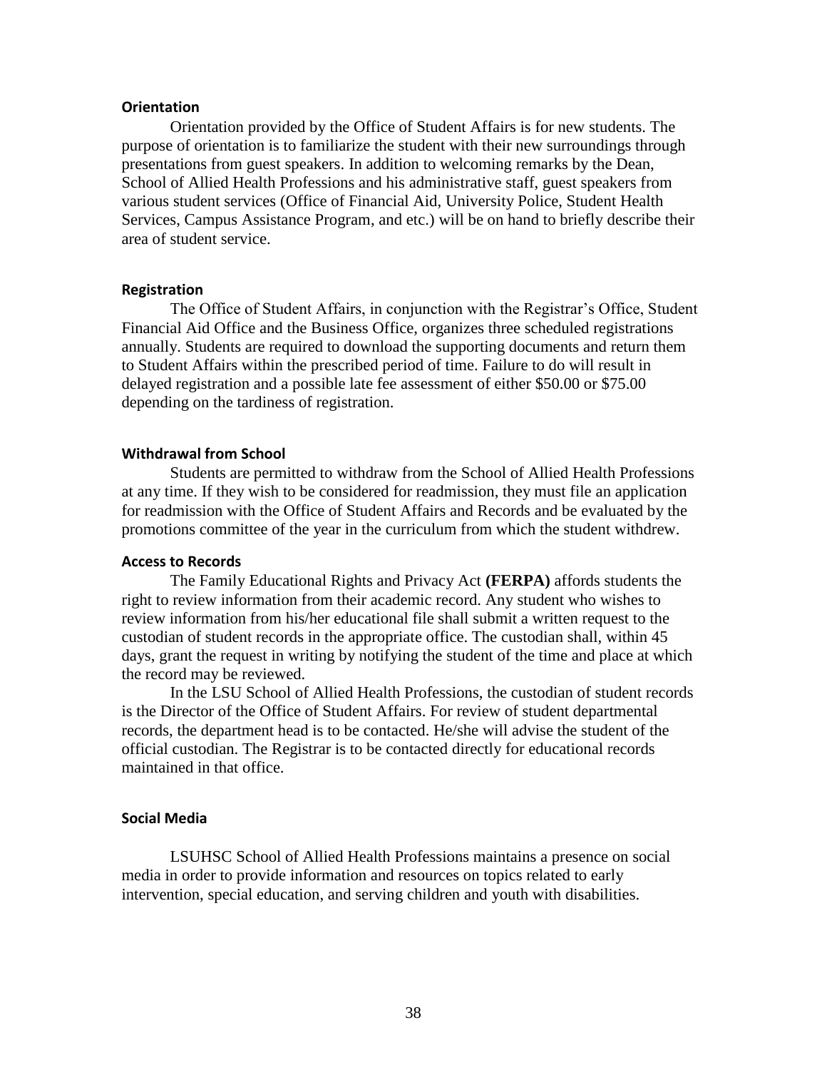### Orientation

Orientation provided by the Office of Student Affairs is for new students. The purpose of orientation is to familiarize the student with their new surroundings through presentations from guest speakers. In addition to welcoming remarks by the Dean, School of Allied Health Professions and his administrative staff, guest speakers from various student services (Office of Financial Aid, University Police, Student Health Services, Campus Assistance Program, and etc.) will be on hand to briefly describe their area of student service.

### Registration

The Office of Student Affairs, in conjunction with the Registrar's Office, Student Financial Aid Office and the Business Office, organizes three scheduled registrations annually. Students are required to download the supporting documents and return them to Student Affairs within the prescribed period of time. Failure to do will result in delayed registration and a possible late fee assessment of either $50.00 or $75.00 depending on the tardiness of registration.

### Withdrawal from School

Students are permitted to withdraw from the School of Allied Health Professions at any time. If they wish to be considered for readmission, they must file an application for readmission with the Office of Student Affairs and Records and be evaluated by the promotions committee of the year in the curriculum from which the student withdrew.

### Access to Records

The Family Educational Rights and Privacy Act **(FERPA)** affords students the right to review information from their academic record. Any student who wishes to review information from his/her educational file shall submit a written request to the custodian of student records in the appropriate office. The custodian shall, within 45 days, grant the request in writing by notifying the student of the time and place at which the record may be reviewed.

In the LSU School of Allied Health Professions, the custodian of student records is the Director of the Office of Student Affairs. For review of student departmental records, the department head is to be contacted. He/she will advise the student of the official custodian. The Registrar is to be contacted directly for educational records maintained in that office.

### Social Media

LSUHSC School of Allied Health Professions maintains a presence on social media in order to provide information and resources on topics related to early intervention, special education, and serving children and youth with disabilities.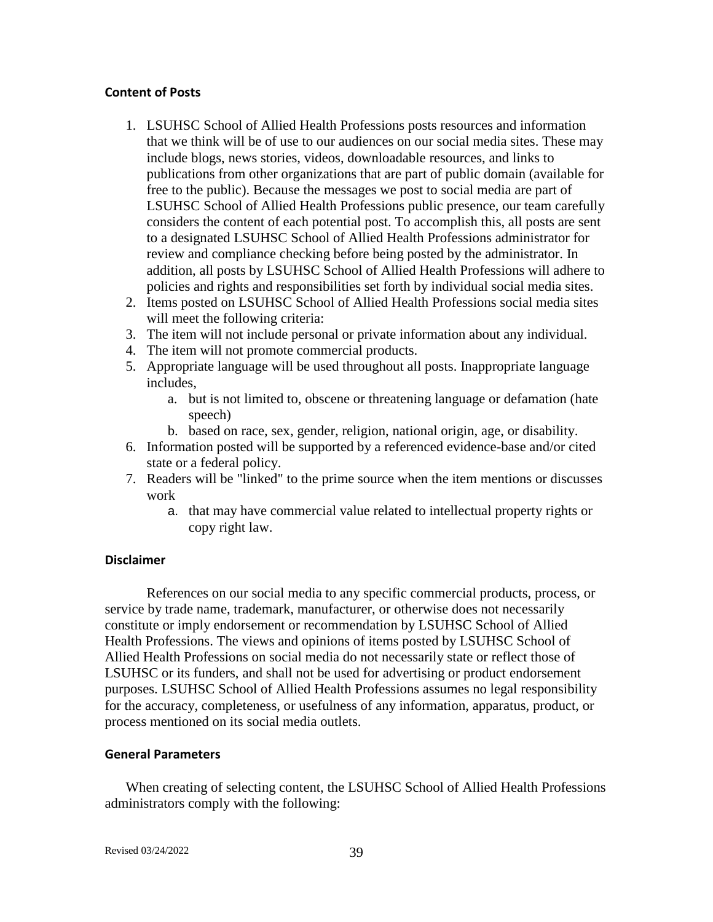### Content of Posts

1. LSUHSC School of Allied Health Professions posts resources and information that we think will be of use to our audiences on our social media sites. These may include blogs, news stories, videos, downloadable resources, and links to publications from other organizations that are part of public domain (available for free to the public). Because the messages we post to social media are part of LSUHSC School of Allied Health Professions public presence, our team carefully considers the content of each potential post. To accomplish this, all posts are sent to a designated LSUHSC School of Allied Health Professions administrator for review and compliance checking before being posted by the administrator. In addition, all posts by LSUHSC School of Allied Health Professions will adhere to policies and rights and responsibilities set forth by individual social media sites.
2. Items posted on LSUHSC School of Allied Health Professions social media sites will meet the following criteria:
3. The item will not include personal or private information about any individual.
4. The item will not promote commercial products.
5. Appropriate language will be used throughout all posts. Inappropriate language includes,
   a. but is not limited to, obscene or threatening language or defamation (hate speech)
   b. based on race, sex, gender, religion, national origin, age, or disability.
6. Information posted will be supported by a referenced evidence-base and/or cited state or a federal policy.
7. Readers will be "linked" to the prime source when the item mentions or discusses work
   a. that may have commercial value related to intellectual property rights or copy right law.

### Disclaimer

References on our social media to any specific commercial products, process, or service by trade name, trademark, manufacturer, or otherwise does not necessarily constitute or imply endorsement or recommendation by LSUHSC School of Allied Health Professions. The views and opinions of items posted by LSUHSC School of Allied Health Professions on social media do not necessarily state or reflect those of LSUHSC or its funders, and shall not be used for advertising or product endorsement purposes. LSUHSC School of Allied Health Professions assumes no legal responsibility for the accuracy, completeness, or usefulness of any information, apparatus, product, or process mentioned on its social media outlets.

### General Parameters

When creating of selecting content, the LSUHSC School of Allied Health Professions administrators comply with the following: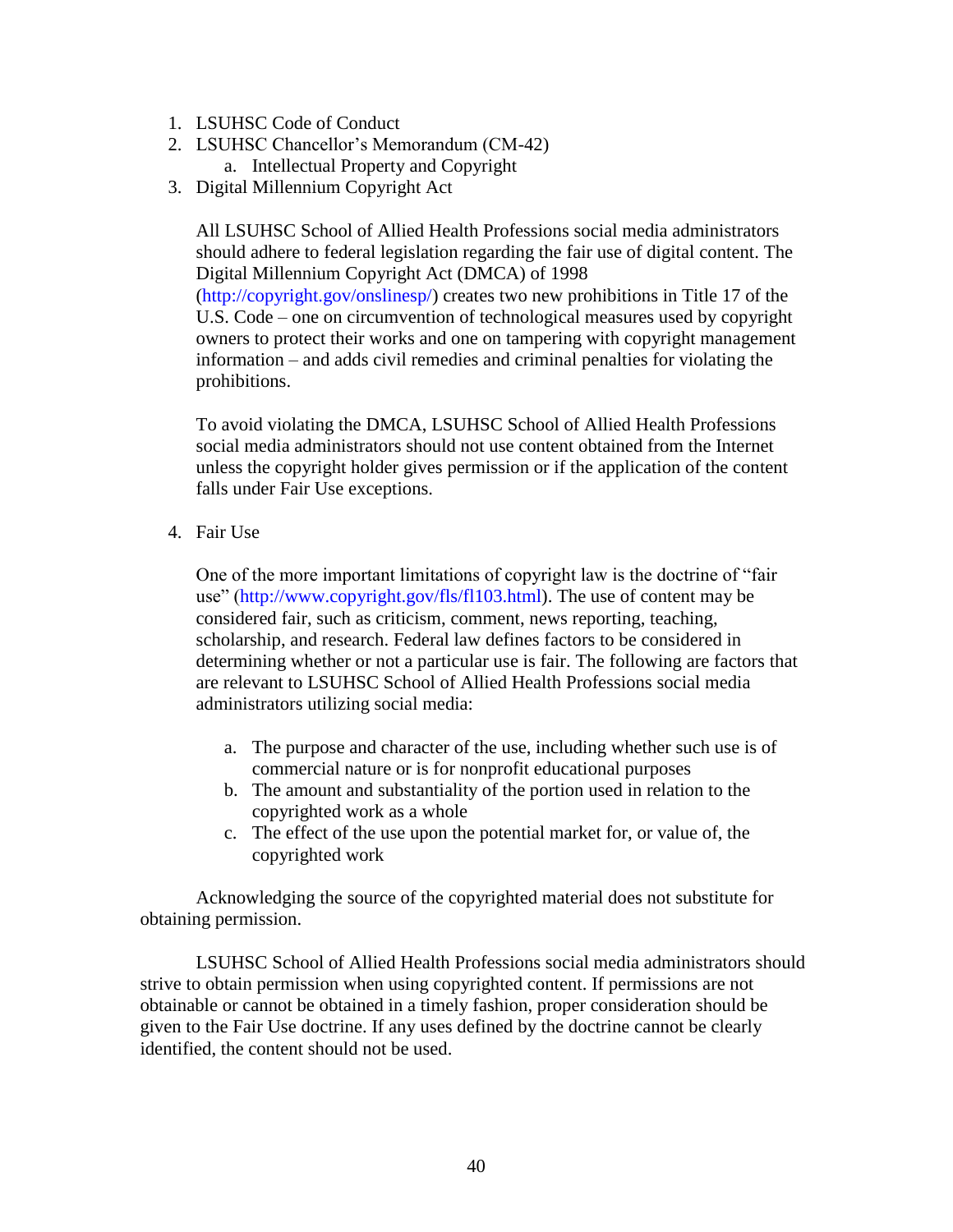1. LSUHSC Code of Conduct
2. LSUHSC Chancellor's Memorandum (CM-42)
    a. Intellectual Property and Copyright
3. Digital Millennium Copyright Act

    All LSUHSC School of Allied Health Professions social media administrators should adhere to federal legislation regarding the fair use of digital content. The Digital Millennium Copyright Act (DMCA) of 1998 (http://copyright.gov/onslinesp/) creates two new prohibitions in Title 17 of the U.S. Code – one on circumvention of technological measures used by copyright owners to protect their works and one on tampering with copyright management information – and adds civil remedies and criminal penalties for violating the prohibitions.

    To avoid violating the DMCA, LSUHSC School of Allied Health Professions social media administrators should not use content obtained from the Internet unless the copyright holder gives permission or if the application of the content falls under Fair Use exceptions.

4. Fair Use

    One of the more important limitations of copyright law is the doctrine of "fair use" (http://www.copyright.gov/fls/fl103.html). The use of content may be considered fair, such as criticism, comment, news reporting, teaching, scholarship, and research. Federal law defines factors to be considered in determining whether or not a particular use is fair. The following are factors that are relevant to LSUHSC School of Allied Health Professions social media administrators utilizing social media:

    a. The purpose and character of the use, including whether such use is of commercial nature or is for nonprofit educational purposes
    b. The amount and substantiality of the portion used in relation to the copyrighted work as a whole
    c. The effect of the use upon the potential market for, or value of, the copyrighted work

Acknowledging the source of the copyrighted material does not substitute for obtaining permission.

LSUHSC School of Allied Health Professions social media administrators should strive to obtain permission when using copyrighted content. If permissions are not obtainable or cannot be obtained in a timely fashion, proper consideration should be given to the Fair Use doctrine. If any uses defined by the doctrine cannot be clearly identified, the content should not be used.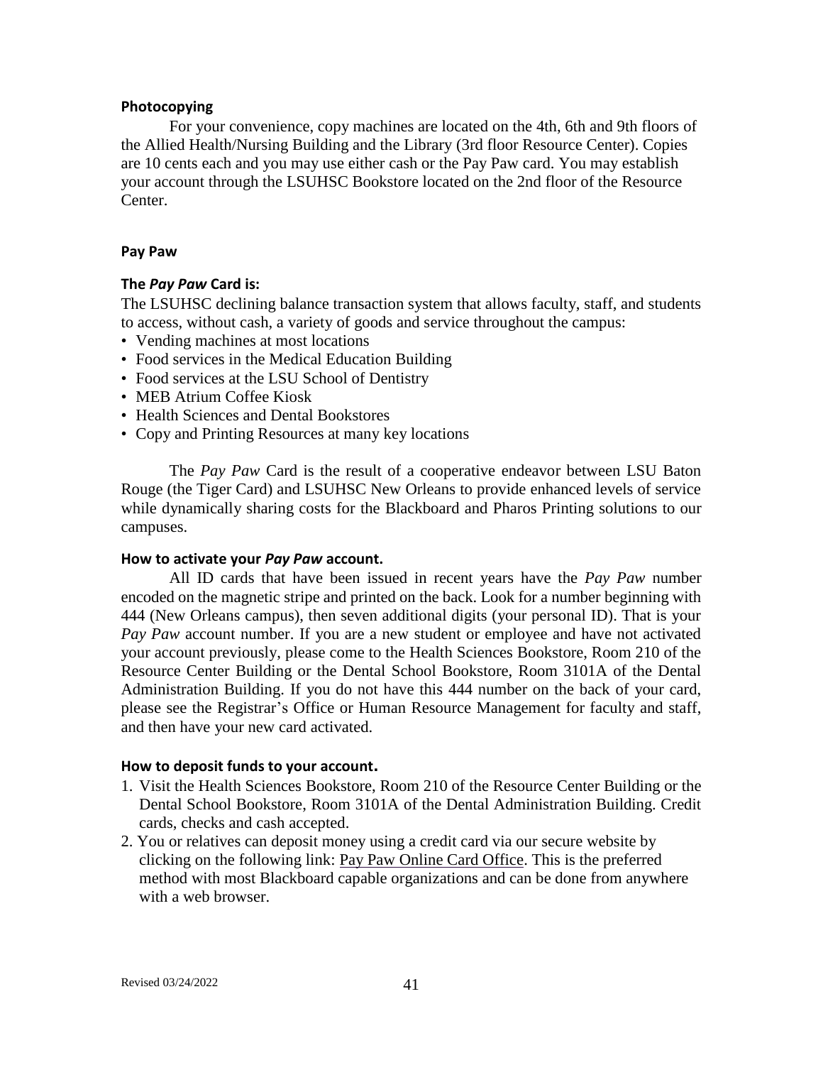### Photocopying

For your convenience, copy machines are located on the 4th, 6th and 9th floors of the Allied Health/Nursing Building and the Library (3rd floor Resource Center). Copies are 10 cents each and you may use either cash or the Pay Paw card. You may establish your account through the LSUHSC Bookstore located on the 2nd floor of the Resource Center.

### Pay Paw

#### The *Pay Paw* Card is:

The LSUHSC declining balance transaction system that allows faculty, staff, and students to access, without cash, a variety of goods and service throughout the campus:

- Vending machines at most locations
- Food services in the Medical Education Building
- Food services at the LSU School of Dentistry
- MEB Atrium Coffee Kiosk
- Health Sciences and Dental Bookstores
- Copy and Printing Resources at many key locations

The *Pay Paw* Card is the result of a cooperative endeavor between LSU Baton Rouge (the Tiger Card) and LSUHSC New Orleans to provide enhanced levels of service while dynamically sharing costs for the Blackboard and Pharos Printing solutions to our campuses.

#### How to activate your *Pay Paw* account.

All ID cards that have been issued in recent years have the *Pay Paw* number encoded on the magnetic stripe and printed on the back. Look for a number beginning with 444 (New Orleans campus), then seven additional digits (your personal ID). That is your *Pay Paw* account number. If you are a new student or employee and have not activated your account previously, please come to the Health Sciences Bookstore, Room 210 of the Resource Center Building or the Dental School Bookstore, Room 3101A of the Dental Administration Building. If you do not have this 444 number on the back of your card, please see the Registrar's Office or Human Resource Management for faculty and staff, and then have your new card activated.

#### How to deposit funds to your account.

1. Visit the Health Sciences Bookstore, Room 210 of the Resource Center Building or the Dental School Bookstore, Room 3101A of the Dental Administration Building. Credit cards, checks and cash accepted.
2. You or relatives can deposit money using a credit card via our secure website by clicking on the following link: Pay Paw Online Card Office. This is the preferred method with most Blackboard capable organizations and can be done from anywhere with a web browser.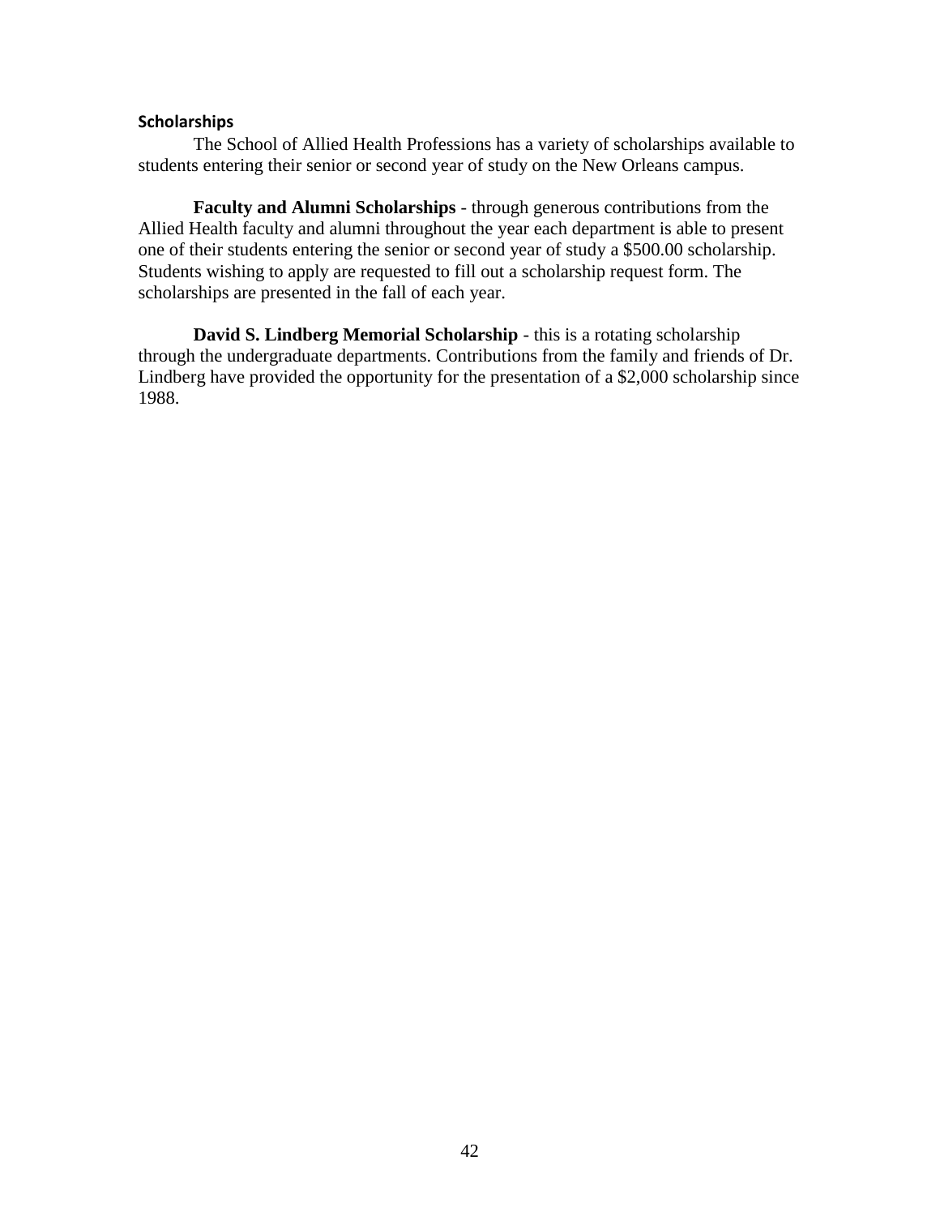### Scholarships

The School of Allied Health Professions has a variety of scholarships available to students entering their senior or second year of study on the New Orleans campus.

**Faculty and Alumni Scholarships** - through generous contributions from the Allied Health faculty and alumni throughout the year each department is able to present one of their students entering the senior or second year of study a $500.00 scholarship. Students wishing to apply are requested to fill out a scholarship request form. The scholarships are presented in the fall of each year.

**David S. Lindberg Memorial Scholarship** - this is a rotating scholarship through the undergraduate departments. Contributions from the family and friends of Dr. Lindberg have provided the opportunity for the presentation of a $2,000 scholarship since 1988.